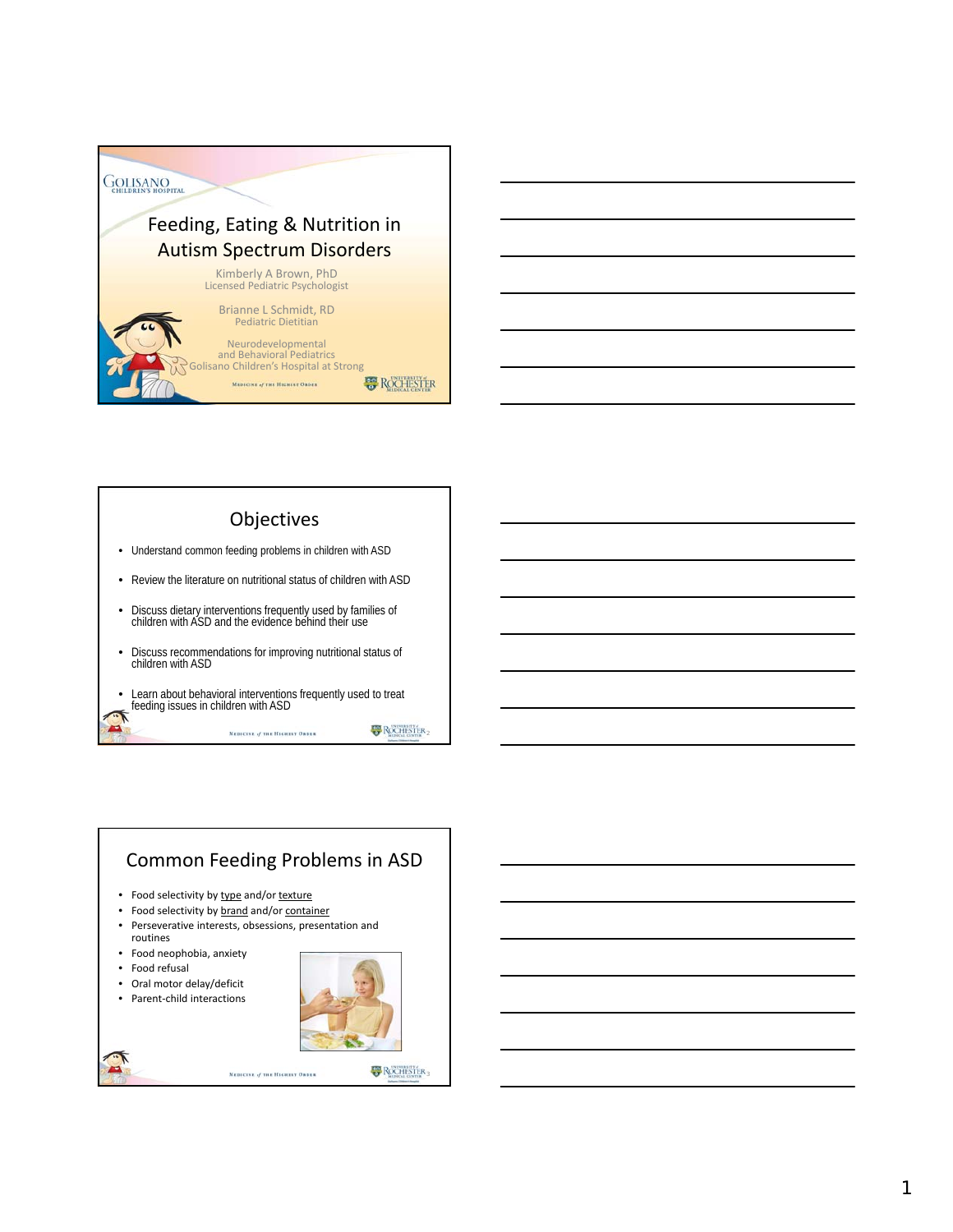# Feeding, Eating & Nutrition in Autism Spectrum Disorders

Kimberly A Brown, PhD
Licensed Pediatric Psychologist

Brianne L Schmidt, RD
Pediatric Dietitian

Neurodevelopmental and Behavioral Pediatrics
Golisano Children's Hospital at Strong

## Objectives

- Understand common feeding problems in children with ASD
- Review the literature on nutritional status of children with ASD
- Discuss dietary interventions frequently used by families of children with ASD and the evidence behind their use
- Discuss recommendations for improving nutritional status of children with ASD
- Learn about behavioral interventions frequently used to treat feeding issues in children with ASD

## Common Feeding Problems in ASD

- Food selectivity by type and/or texture
- Food selectivity by brand and/or container
- Perseverative interests, obsessions, presentation and routines
- Food neophobia, anxiety
- Food refusal
- Oral motor delay/deficit
- Parent-child interactions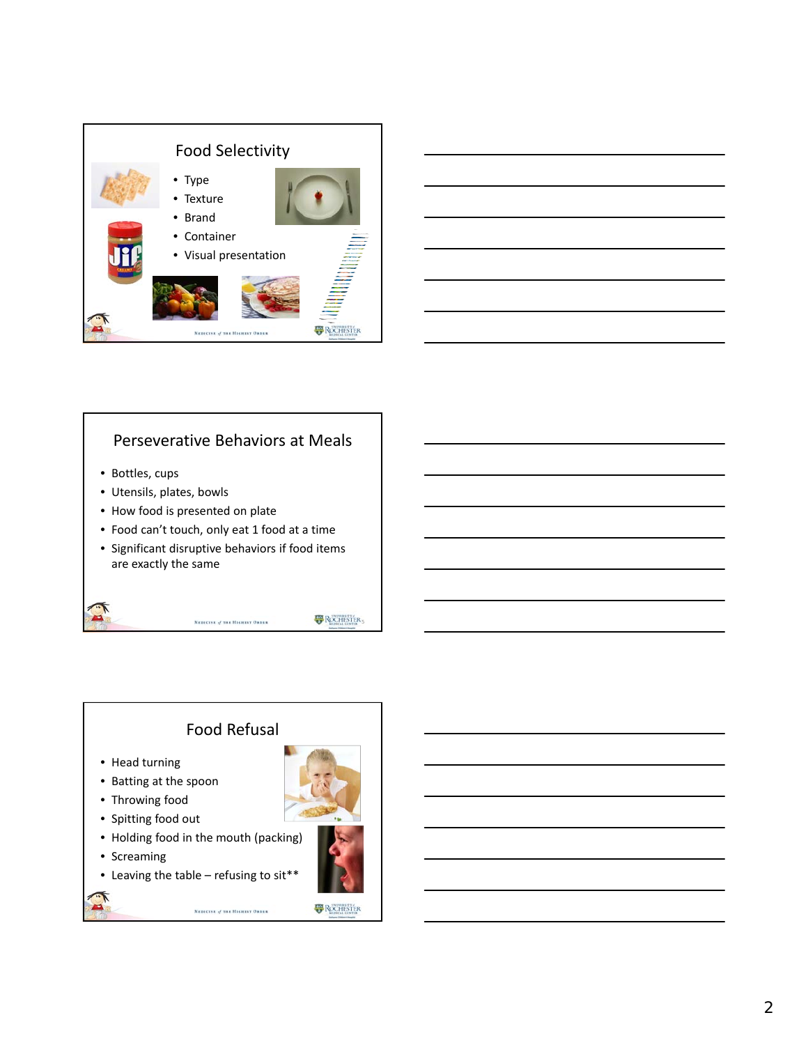## Food Selectivity

- Type
- Texture
- Brand
- Container
- Visual presentation

## Perseverative Behaviors at Meals

- Bottles, cups
- Utensils, plates, bowls
- How food is presented on plate
- Food can't touch, only eat 1 food at a time
- Significant disruptive behaviors if food items are exactly the same

## Food Refusal

- Head turning
- Batting at the spoon
- Throwing food
- Spitting food out
- Holding food in the mouth (packing)
- Screaming
- Leaving the table – refusing to sit**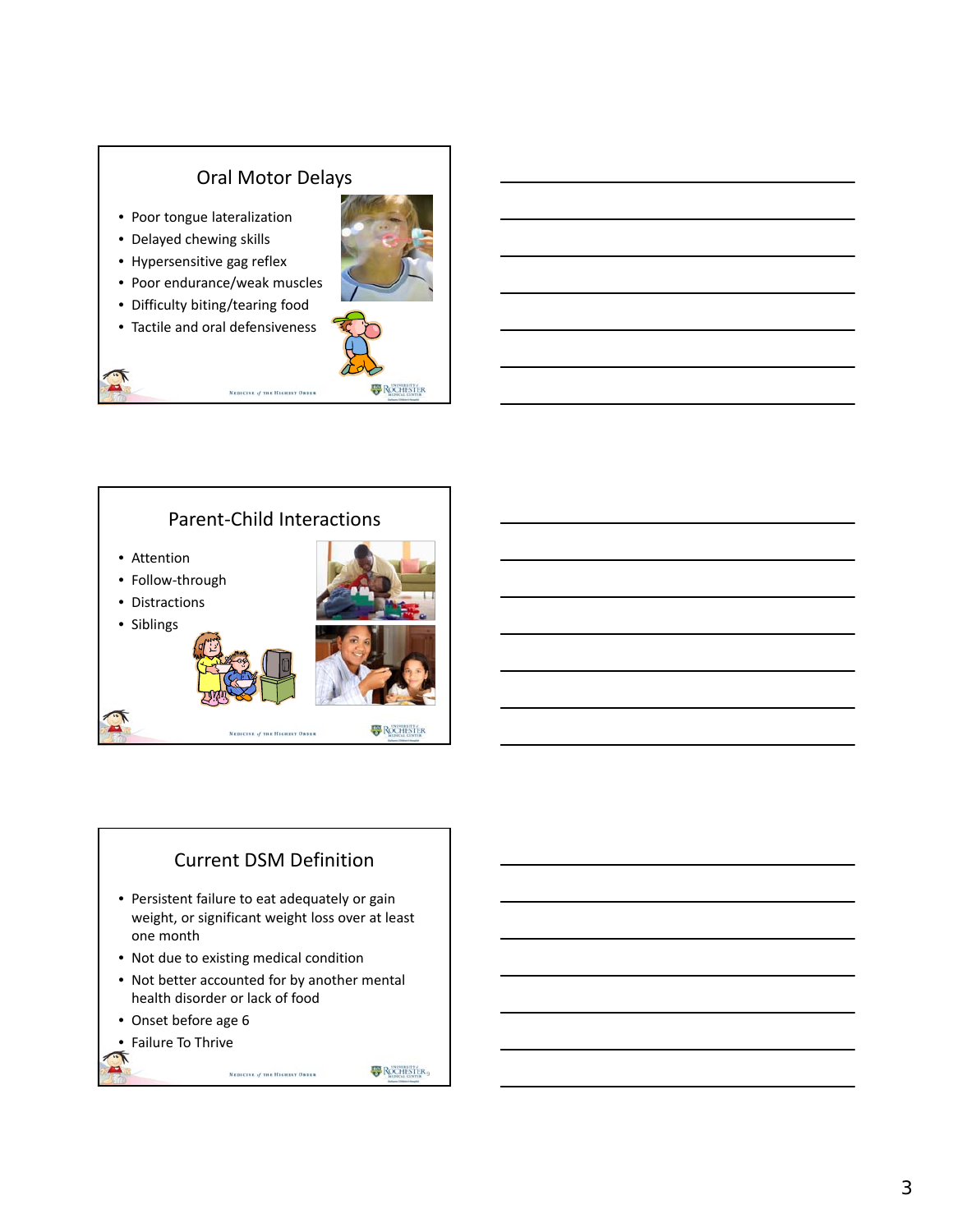## Oral Motor Delays

- Poor tongue lateralization
- Delayed chewing skills
- Hypersensitive gag reflex
- Poor endurance/weak muscles
- Difficulty biting/tearing food
- Tactile and oral defensiveness

## Parent-Child Interactions

- Attention
- Follow-through
- Distractions
- Siblings

## Current DSM Definition

- Persistent failure to eat adequately or gain weight, or significant weight loss over at least one month
- Not due to existing medical condition
- Not better accounted for by another mental health disorder or lack of food
- Onset before age 6
- Failure To Thrive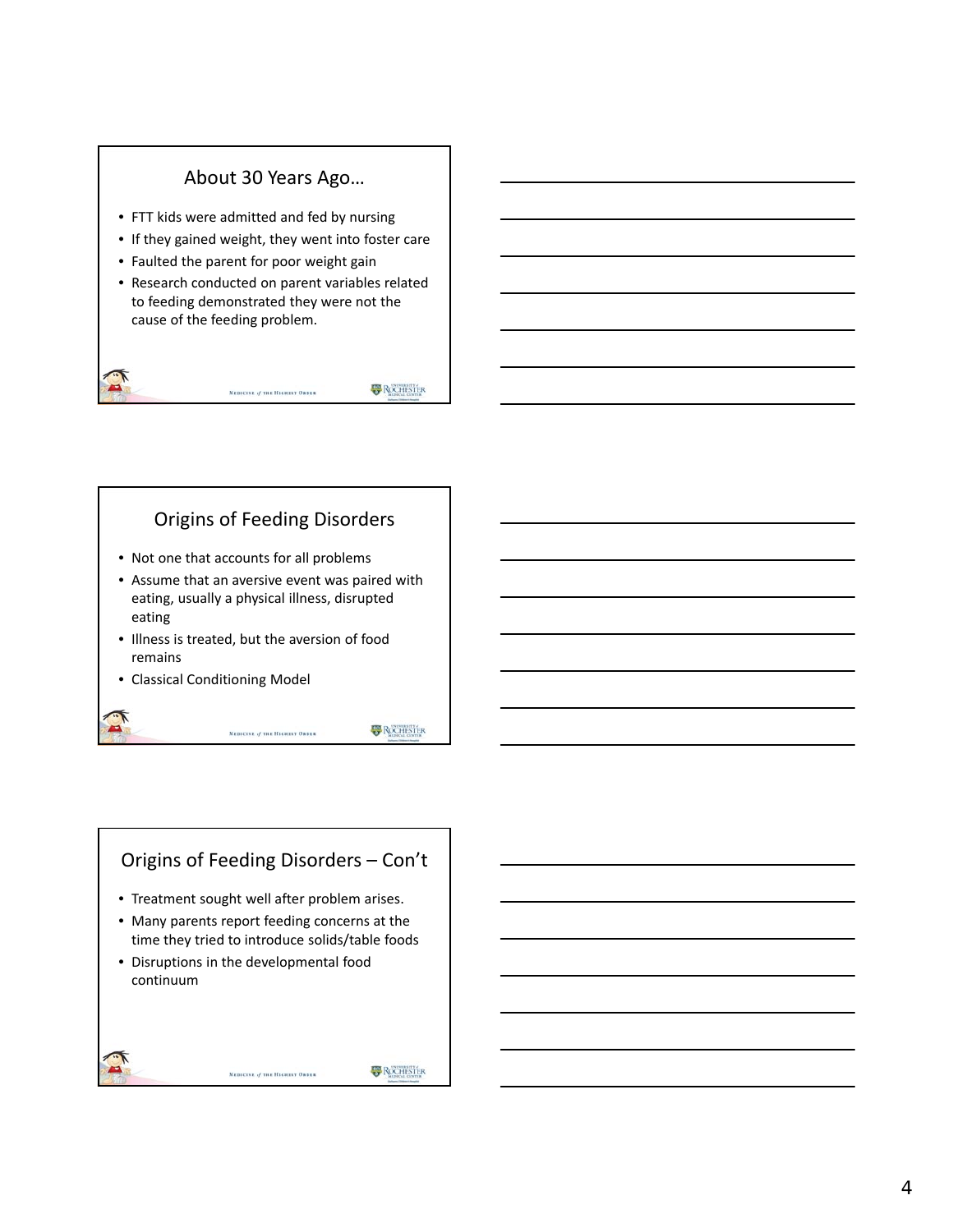## About 30 Years Ago…

- FTT kids were admitted and fed by nursing
- If they gained weight, they went into foster care
- Faulted the parent for poor weight gain
- Research conducted on parent variables related to feeding demonstrated they were not the cause of the feeding problem.

## Origins of Feeding Disorders

- Not one that accounts for all problems
- Assume that an aversive event was paired with eating, usually a physical illness, disrupted eating
- Illness is treated, but the aversion of food remains
- Classical Conditioning Model

## Origins of Feeding Disorders – Con't

- Treatment sought well after problem arises.
- Many parents report feeding concerns at the time they tried to introduce solids/table foods
- Disruptions in the developmental food continuum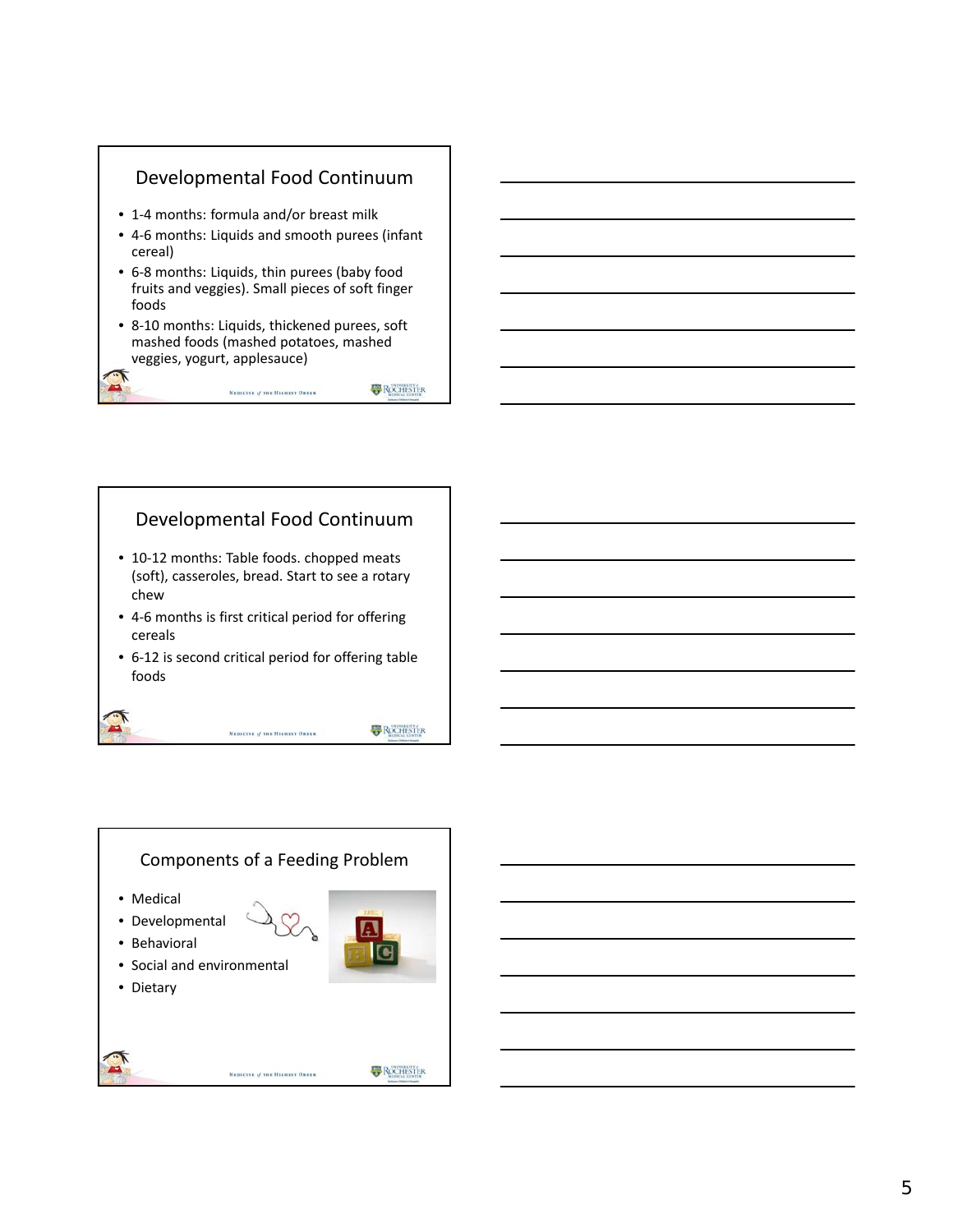## Developmental Food Continuum

- 1-4 months: formula and/or breast milk
- 4-6 months: Liquids and smooth purees (infant cereal)
- 6-8 months: Liquids, thin purees (baby food fruits and veggies). Small pieces of soft finger foods
- 8-10 months: Liquids, thickened purees, soft mashed foods (mashed potatoes, mashed veggies, yogurt, applesauce)

## Developmental Food Continuum

- 10-12 months: Table foods. chopped meats (soft), casseroles, bread. Start to see a rotary chew
- 4-6 months is first critical period for offering cereals
- 6-12 is second critical period for offering table foods

## Components of a Feeding Problem

- Medical
- Developmental
- Behavioral
- Social and environmental
- Dietary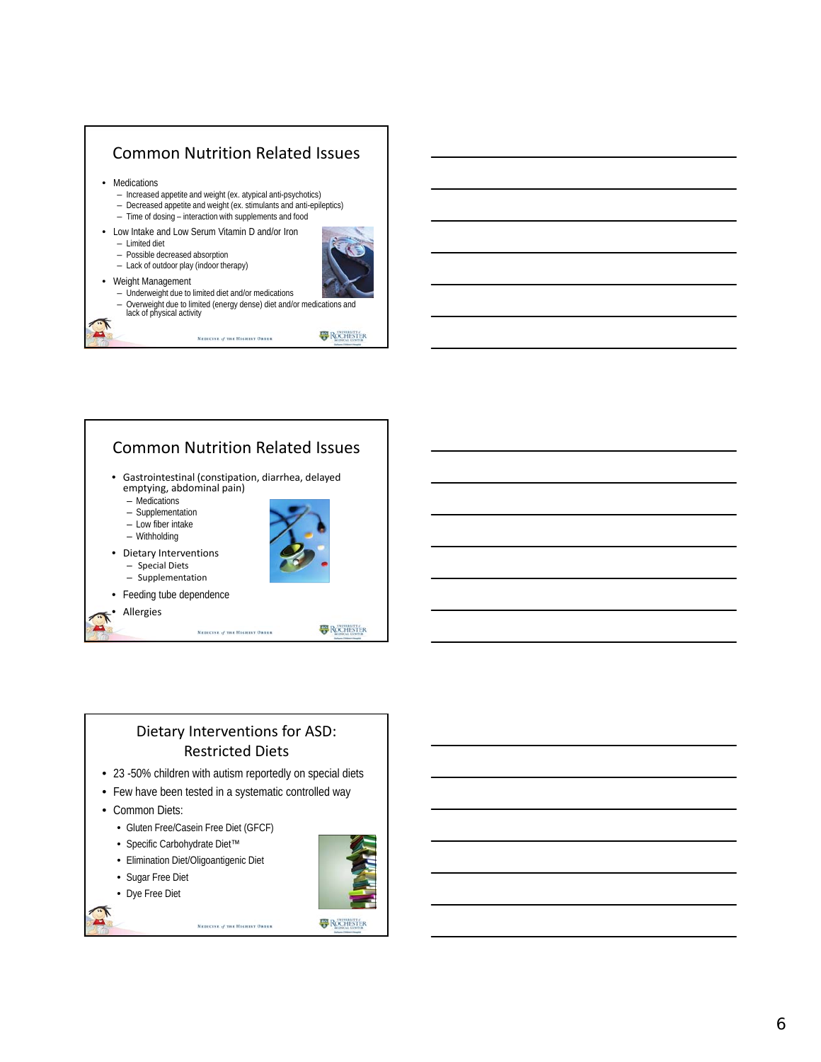## Common Nutrition Related Issues

- Medications
  - Increased appetite and weight (ex. atypical anti-psychotics)
  - Decreased appetite and weight (ex. stimulants and anti-epileptics)
  - Time of dosing – interaction with supplements and food
- Low Intake and Low Serum Vitamin D and/or Iron
  - Limited diet
  - Possible decreased absorption
  - Lack of outdoor play (indoor therapy)
- Weight Management
  - Underweight due to limited diet and/or medications
  - Overweight due to limited (energy dense) diet and/or medications and lack of physical activity

## Common Nutrition Related Issues

- Gastrointestinal (constipation, diarrhea, delayed emptying, abdominal pain)
  - Medications
  - Supplementation
  - Low fiber intake
  - Withholding
- Dietary Interventions
  - Special Diets
  - Supplementation
- Feeding tube dependence
- Allergies

## Dietary Interventions for ASD: Restricted Diets

- 23 -50% children with autism reportedly on special diets
- Few have been tested in a systematic controlled way
- Common Diets:
  - Gluten Free/Casein Free Diet (GFCF)
  - Specific Carbohydrate Diet™
  - Elimination Diet/Oligoantigenic Diet
  - Sugar Free Diet
  - Dye Free Diet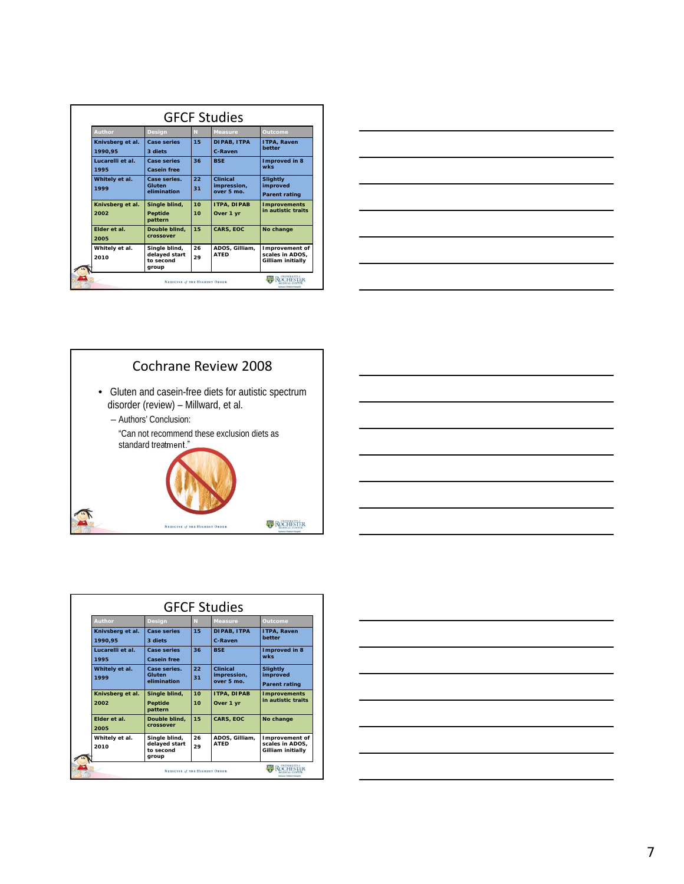## GFCF Studies

| Author | Design | N | Measure | Outcome |
|---|---|---|---|---|
| Knivsberg et al. 1990,95 | Case series 3 diets | 15 | DIPAB, ITPA C-Raven | ITPA, Raven better |
| Lucarelli et al. 1995 | Case series Casein free | 36 | BSE | Improved in 8 wks |
| Whitely et al. 1999 | Case series. Gluten elimination | 22 31 | Clinical impression, over 5 mo. | Slightly improved Parent rating |
| Knivsberg et al. 2002 | Single blind, Peptide pattern | 10 10 | ITPA, DIPAB Over 1 yr | Improvements in autistic traits |
| Elder et al. 2005 | Double blind, crossover | 15 | CARS, EOC | No change |
| Whitely et al. 2010 | Single blind, delayed start to second group | 26 29 | ADOS, Gilliam, ATED | Improvement of scales in ADOS, Gilliam initially |

## Cochrane Review 2008

- Gluten and casein-free diets for autistic spectrum disorder (review) – Millward, et al.
  - Authors' Conclusion:

    "Can not recommend these exclusion diets as standard treatment."

## GFCF Studies

| Author | Design | N | Measure | Outcome |
|---|---|---|---|---|
| Knivsberg et al. 1990,95 | Case series 3 diets | 15 | DIPAB, ITPA C-Raven | ITPA, Raven better |
| Lucarelli et al. 1995 | Case series Casein free | 36 | BSE | Improved in 8 wks |
| Whitely et al. 1999 | Case series. Gluten elimination | 22 31 | Clinical impression, over 5 mo. | Slightly improved Parent rating |
| Knivsberg et al. 2002 | Single blind, Peptide pattern | 10 10 | ITPA, DIPAB Over 1 yr | Improvements in autistic traits |
| Elder et al. 2005 | Double blind, crossover | 15 | CARS, EOC | No change |
| Whitely et al. 2010 | Single blind, delayed start to second group | 26 29 | ADOS, Gilliam, ATED | Improvement of scales in ADOS, Gilliam initially |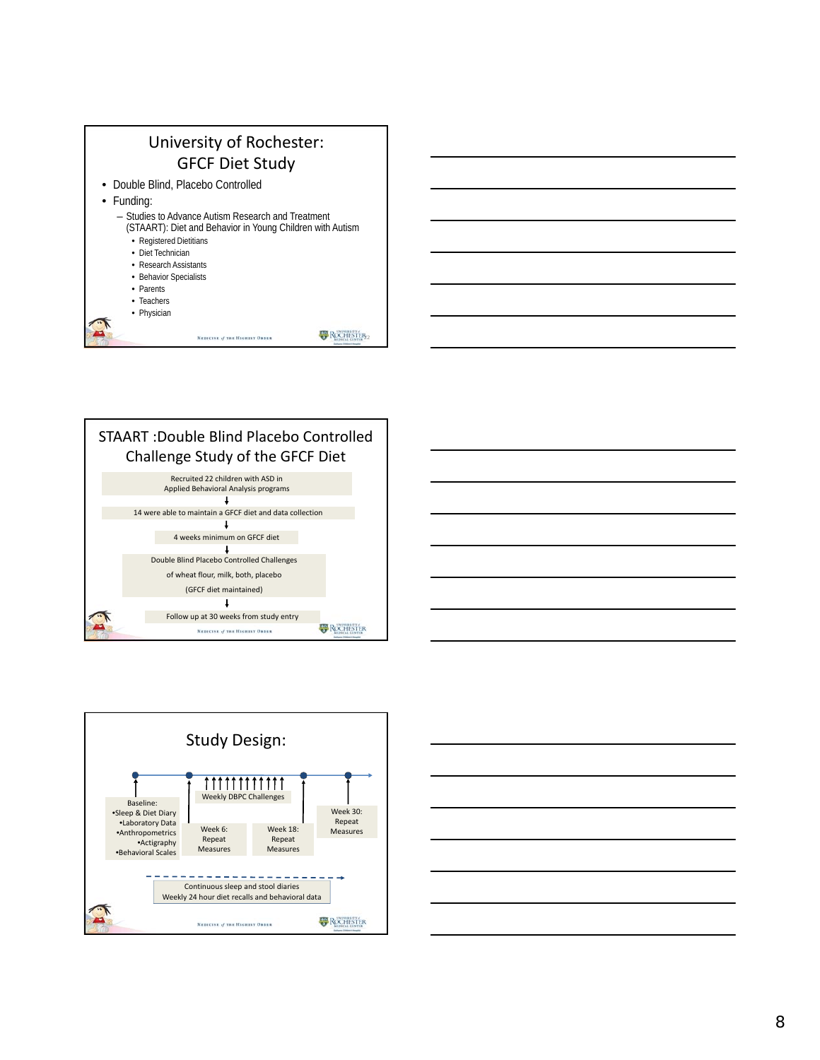## University of Rochester: GFCF Diet Study

- Double Blind, Placebo Controlled
- Funding:
  - Studies to Advance Autism Research and Treatment (STAART): Diet and Behavior in Young Children with Autism
    - Registered Dietitians
    - Diet Technician
    - Research Assistants
    - Behavior Specialists
    - Parents
    - Teachers
    - Physician

## STAART :Double Blind Placebo Controlled Challenge Study of the GFCF Diet

Recruited 22 children with ASD in Applied Behavioral Analysis programs

↓

14 were able to maintain a GFCF diet and data collection

↓

4 weeks minimum on GFCF diet

↓

Double Blind Placebo Controlled Challenges of wheat flour, milk, both, placebo (GFCF diet maintained)

↓

Follow up at 30 weeks from study entry

## Study Design:

Baseline:
- Sleep & Diet Diary
- Laboratory Data
- Anthropometrics
- Actigraphy
- Behavioral Scales

Weekly DBPC Challenges

Week 6: Repeat Measures

Week 18: Repeat Measures

Week 30: Repeat Measures

Continuous sleep and stool diaries
Weekly 24 hour diet recalls and behavioral data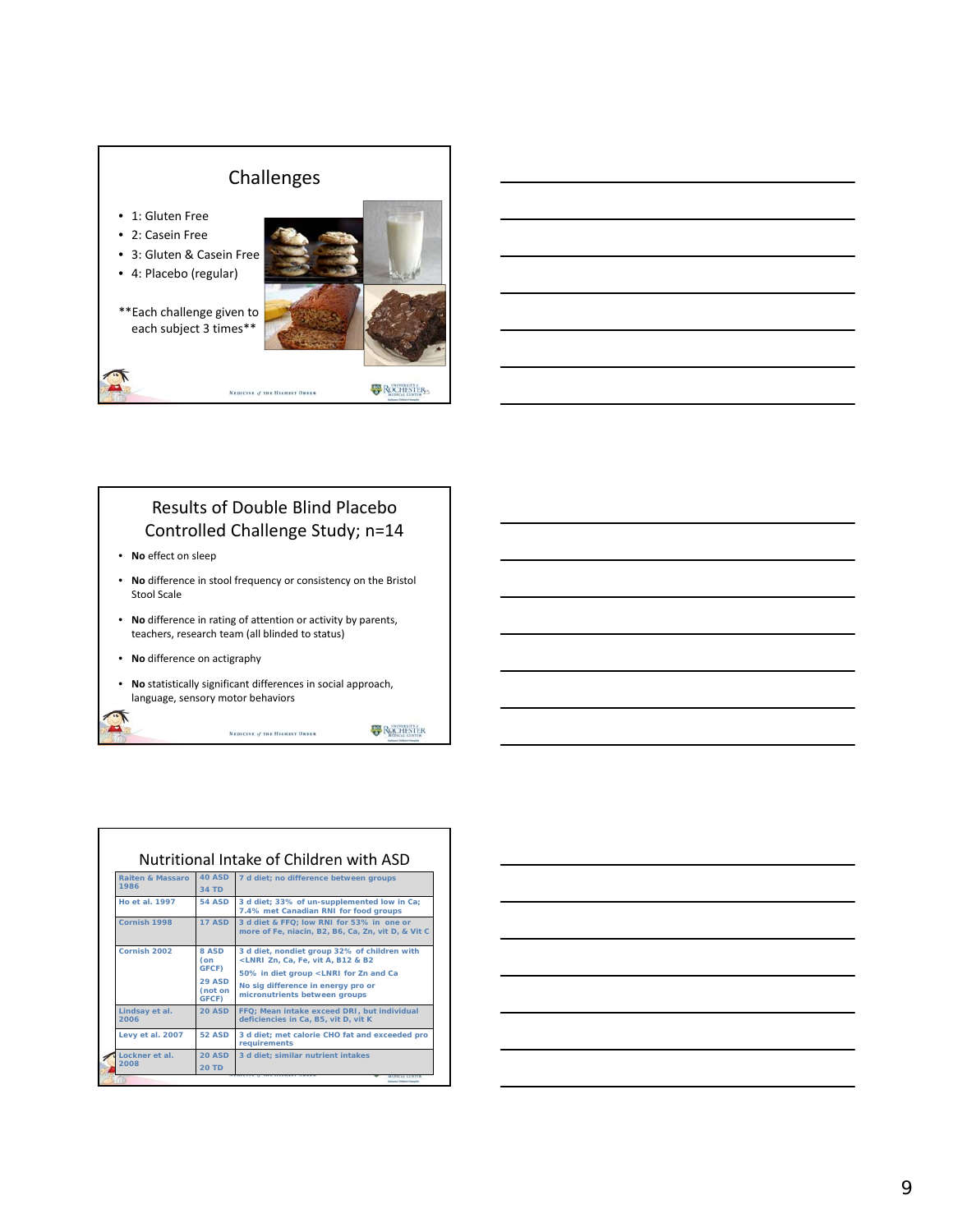## Challenges

- 1: Gluten Free
- 2: Casein Free
- 3: Gluten & Casein Free
- 4: Placebo (regular)

**Each challenge given to each subject 3 times**

## Results of Double Blind Placebo Controlled Challenge Study; n=14

- **No** effect on sleep
- **No** difference in stool frequency or consistency on the Bristol Stool Scale
- **No** difference in rating of attention or activity by parents, teachers, research team (all blinded to status)
- **No** difference on actigraphy
- **No** statistically significant differences in social approach, language, sensory motor behaviors

## Nutritional Intake of Children with ASD

| Study | Subjects | Findings |
|---|---|---|
| Raiten & Massaro 1986 | 40 ASD<br>34 TD | 7 d diet; no difference between groups |
| Ho et al. 1997 | 54 ASD | 3 d diet; 33% of un-supplemented low in Ca; 7.4% met Canadian RNI for food groups |
| Cornish 1998 | 17 ASD | 3 d diet & FFQ; low RNI for 53% in one or more of Fe, niacin, B2, B6, Ca, Zn, vit D, & Vit C |
| Cornish 2002 | 8 ASD (on GFCF)<br>29 ASD (not on GFCF) | 3 d diet, nondiet group 32% of children with <LNRI Zn, Ca, Fe, vit A, B12 & B2<br>50% in diet group <LNRI for Zn and Ca<br>No sig difference in energy pro or micronutrients between groups |
| Lindsay et al. 2006 | 20 ASD | FFQ; Mean intake exceed DRI, but individual deficiencies in Ca, B5, vit D, vit K |
| Levy et al. 2007 | 52 ASD | 3 d diet; met calorie CHO fat and exceeded pro requirements |
| Lockner et al. 2008 | 20 ASD<br>20 TD | 3 d diet; similar nutrient intakes |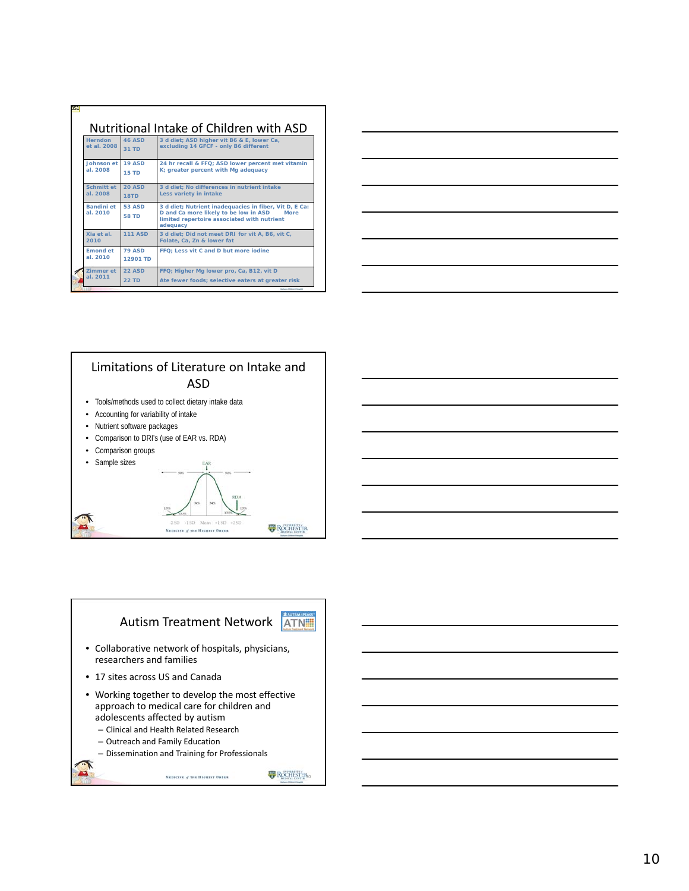## Nutritional Intake of Children with ASD

| Herndon et al. 2008 | 46 ASD 31 TD | 3 d diet; ASD higher vit B6 & E, lower Ca, excluding 14 GFCF - only B6 different |
|---|---|---|
| Johnson et al. 2008 | 19 ASD 15 TD | 24 hr recall & FFQ; ASD lower percent met vitamin K; greater percent with Mg adequacy |
| Schmitt et al. 2008 | 20 ASD 18TD | 3 d diet; No differences in nutrient intake Less variety in intake |
| Bandini et al. 2010 | 53 ASD 58 TD | 3 d diet; Nutrient inadequacies in fiber, Vit D, E Ca: D and Ca more likely to be low in ASD More limited repertoire associated with nutrient adequacy |
| Xia et al. 2010 | 111 ASD | 3 d diet; Did not meet DRI for vit A, B6, vit C, Folate, Ca, Zn & lower fat |
| Emond et al. 2010 | 79 ASD 12901 TD | FFQ; Less vit C and D but more Iodine |
| Zimmer et al. 2011 | 22 ASD 22 TD | FFQ; Higher Mg lower pro, Ca, B12, vit D Ate fewer foods; selective eaters at greater risk |

## Limitations of Literature on Intake and ASD

- Tools/methods used to collect dietary intake data
- Accounting for variability of intake
- Nutrient software packages
- Comparison to DRI's (use of EAR vs. RDA)
- Comparison groups
- Sample sizes

## Autism Treatment Network

- Collaborative network of hospitals, physicians, researchers and families
- 17 sites across US and Canada
- Working together to develop the most effective approach to medical care for children and adolescents affected by autism
  - Clinical and Health Related Research
  - Outreach and Family Education
  - Dissemination and Training for Professionals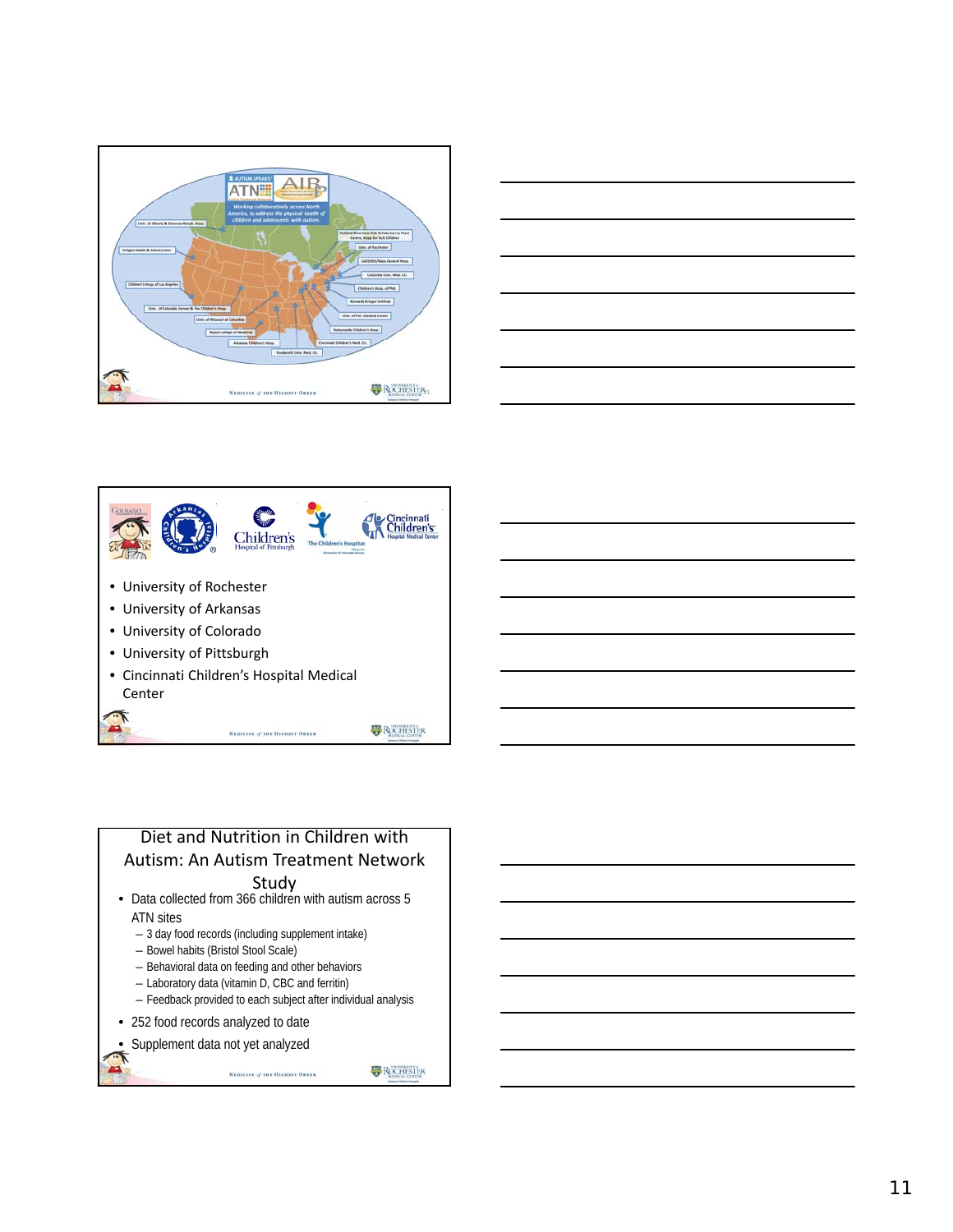- University of Rochester
- University of Arkansas
- University of Colorado
- University of Pittsburgh
- Cincinnati Children's Hospital Medical Center

## Diet and Nutrition in Children with Autism: An Autism Treatment Network Study

- Data collected from 366 children with autism across 5 ATN sites
  - 3 day food records (including supplement intake)
  - Bowel habits (Bristol Stool Scale)
  - Behavioral data on feeding and other behaviors
  - Laboratory data (vitamin D, CBC and ferritin)
  - Feedback provided to each subject after individual analysis
- 252 food records analyzed to date
- Supplement data not yet analyzed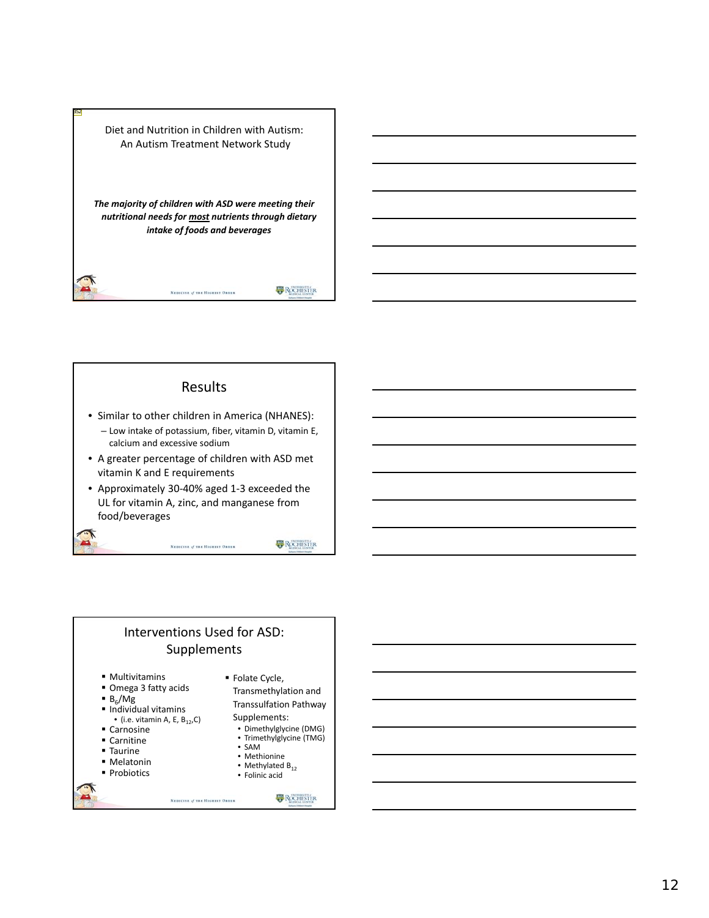Diet and Nutrition in Children with Autism: An Autism Treatment Network Study

***The majority of children with ASD were meeting their nutritional needs for <u>most</u> nutrients through dietary intake of foods and beverages***

## Results

- Similar to other children in America (NHANES):
  - Low intake of potassium, fiber, vitamin D, vitamin E, calcium and excessive sodium
- A greater percentage of children with ASD met vitamin K and E requirements
- Approximately 30-40% aged 1-3 exceeded the UL for vitamin A, zinc, and manganese from food/beverages

## Interventions Used for ASD: Supplements

- Multivitamins
- Omega 3 fatty acids
- $B_6$/Mg
- Individual vitamins
  - (i.e. vitamin A, E, $B_{12}$,C)
- Carnosine
- Carnitine
- Taurine
- Melatonin
- Probiotics
- Folate Cycle, Transmethylation and Transsulfation Pathway Supplements:
  - Dimethylglycine (DMG)
  - Trimethylglycine (TMG)
  - SAM
  - Methionine
  - Methylated $B_{12}$
  - Folinic acid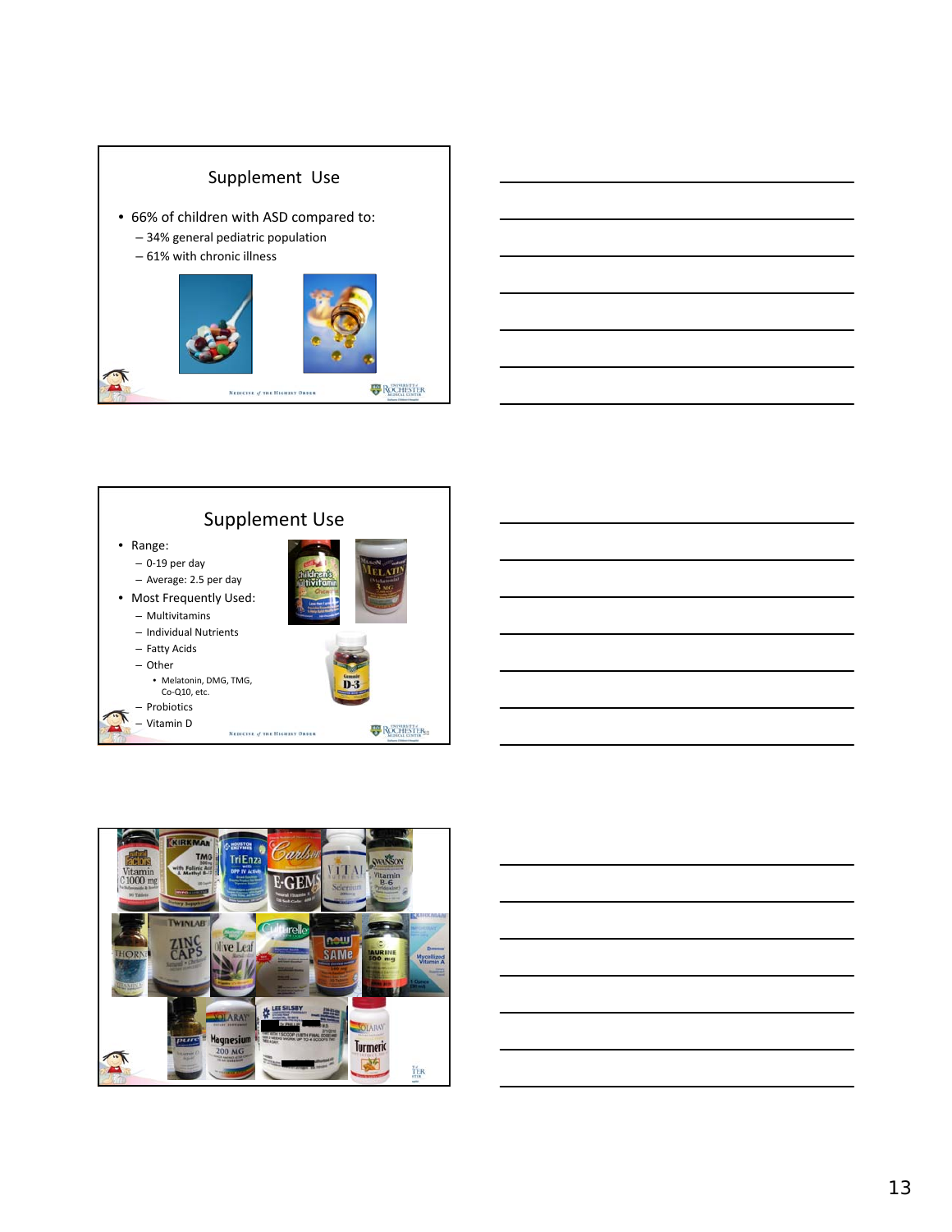## Supplement Use

- 66% of children with ASD compared to:
  - 34% general pediatric population
  - 61% with chronic illness

## Supplement Use

- Range:
  - 0-19 per day
  - Average: 2.5 per day
- Most Frequently Used:
  - Multivitamins
  - Individual Nutrients
  - Fatty Acids
  - Other
    - Melatonin, DMG, TMG, Co-Q10, etc.
  - Probiotics
  - Vitamin D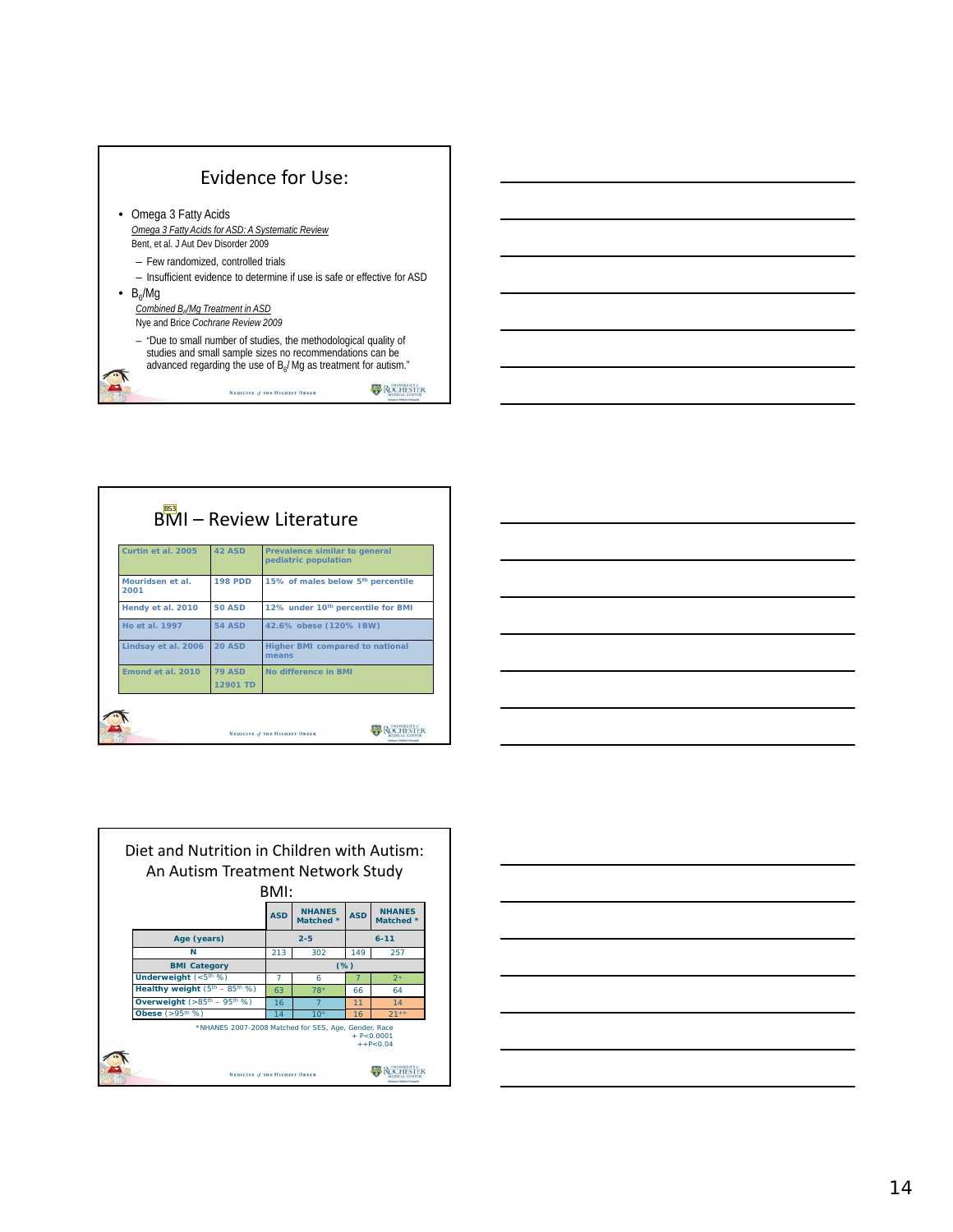## Evidence for Use:

- Omega 3 Fatty Acids
  *Omega 3 Fatty Acids for ASD: A Systematic Review*
  Bent, et al. J Aut Dev Disorder 2009
  - Few randomized, controlled trials
  - Insufficient evidence to determine if use is safe or effective for ASD
- $B_6$/Mg
  *Combined $B_6$/Mg Treatment in ASD*
  Nye and Brice *Cochrane Review* 2009
  - "Due to small number of studies, the methodological quality of studies and small sample sizes no recommendations can be advanced regarding the use of $B_6$/ Mg as treatment for autism."

## BMI – Review Literature

| | | |
|---|---|---|
| Curtin et al. 2005 | 42 ASD | Prevalence similar to general pediatric population |
| Mouridsen et al. 2001 | 198 PDD | 15% of males below 5th percentile |
| Hendy et al. 2010 | 50 ASD | 12% under 10th percentile for BMI |
| Ho et al. 1997 | 54 ASD | 42.6% obese (120% IBW) |
| Lindsay et al. 2006 | 20 ASD | Higher BMI compared to national means |
| Emond et al. 2010 | 79 ASD 12901 TD | No difference in BMI |

## Diet and Nutrition in Children with Autism: An Autism Treatment Network Study

BMI:

| | ASD | NHANES Matched * | ASD | NHANES Matched * |
|---|---|---|---|---|
| Age (years) | 2-5 | | 6-11 | |
| N | 213 | 302 | 149 | 257 |
| BMI Category | (%) | | | |
| Underweight (<5th %) | 7 | 6 | 7 | 2+ |
| Healthy weight (5th – 85th %) | 63 | 78+ | 66 | 64 |
| Overweight (>85th – 95th %) | 16 | 7 | 11 | 14 |
| Obese (>95th %) | 14 | 10+ | 16 | 21++ |

*NHANES 2007-2008 Matched for SES, Age, Gender, Race
+ P<0.0001
++P<0.04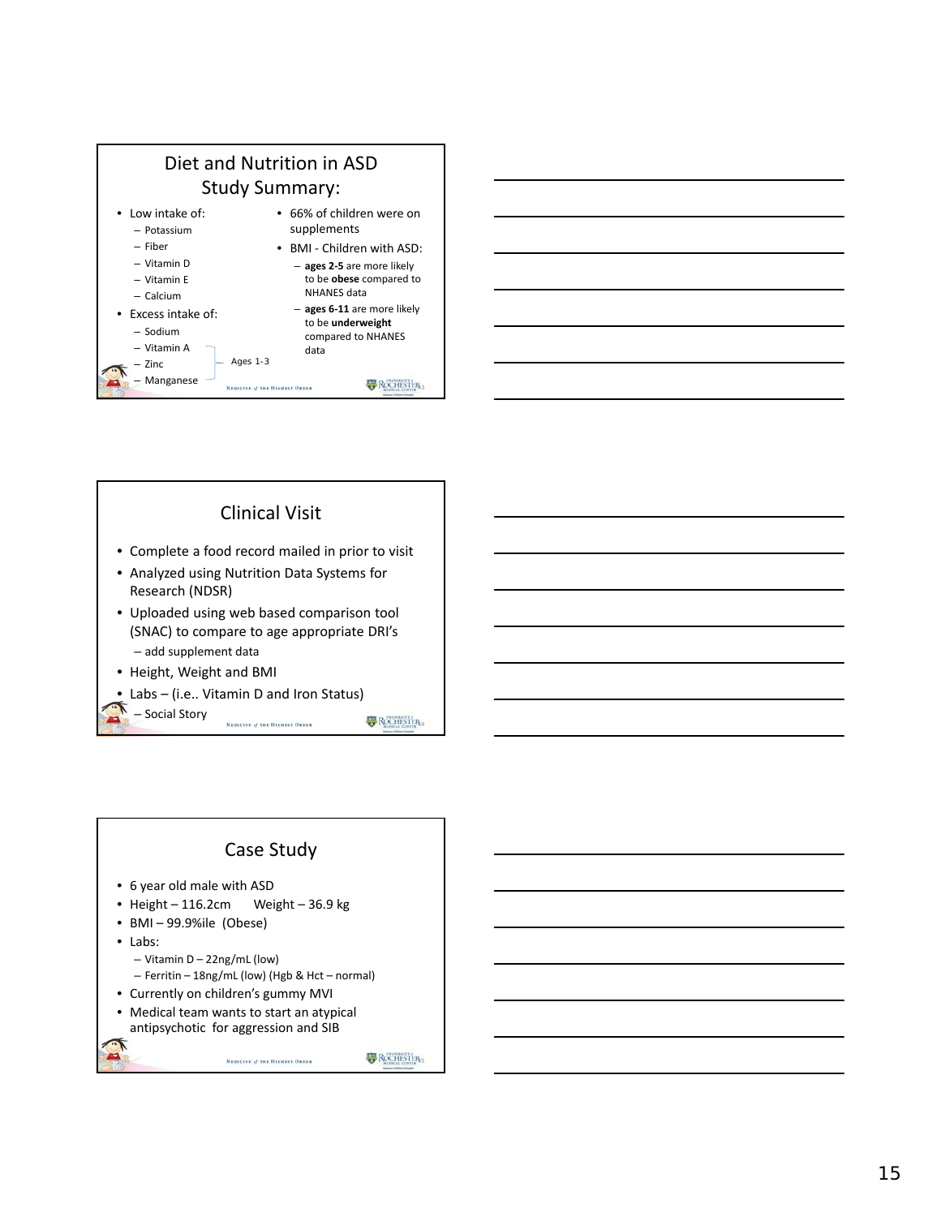## Diet and Nutrition in ASD Study Summary:

- Low intake of:
  - Potassium
  - Fiber
  - Vitamin D
  - Vitamin E
  - Calcium
- Excess intake of:
  - Sodium
  - Vitamin A
  - Zinc
  - Manganese

  (Vitamin A, Zinc, Manganese: Ages 1-3)

- 66% of children were on supplements
- BMI - Children with ASD:
  - **ages 2-5** are more likely to be **obese** compared to NHANES data
  - **ages 6-11** are more likely to be **underweight** compared to NHANES data

## Clinical Visit

- Complete a food record mailed in prior to visit
- Analyzed using Nutrition Data Systems for Research (NDSR)
- Uploaded using web based comparison tool (SNAC) to compare to age appropriate DRI's
  - add supplement data
- Height, Weight and BMI
- Labs – (i.e.. Vitamin D and Iron Status)
  - Social Story

## Case Study

- 6 year old male with ASD
- Height – 116.2cm Weight – 36.9 kg
- BMI – 99.9%ile (Obese)
- Labs:
  - Vitamin D – 22ng/mL (low)
  - Ferritin – 18ng/mL (low) (Hgb & Hct – normal)
- Currently on children's gummy MVI
- Medical team wants to start an atypical antipsychotic for aggression and SIB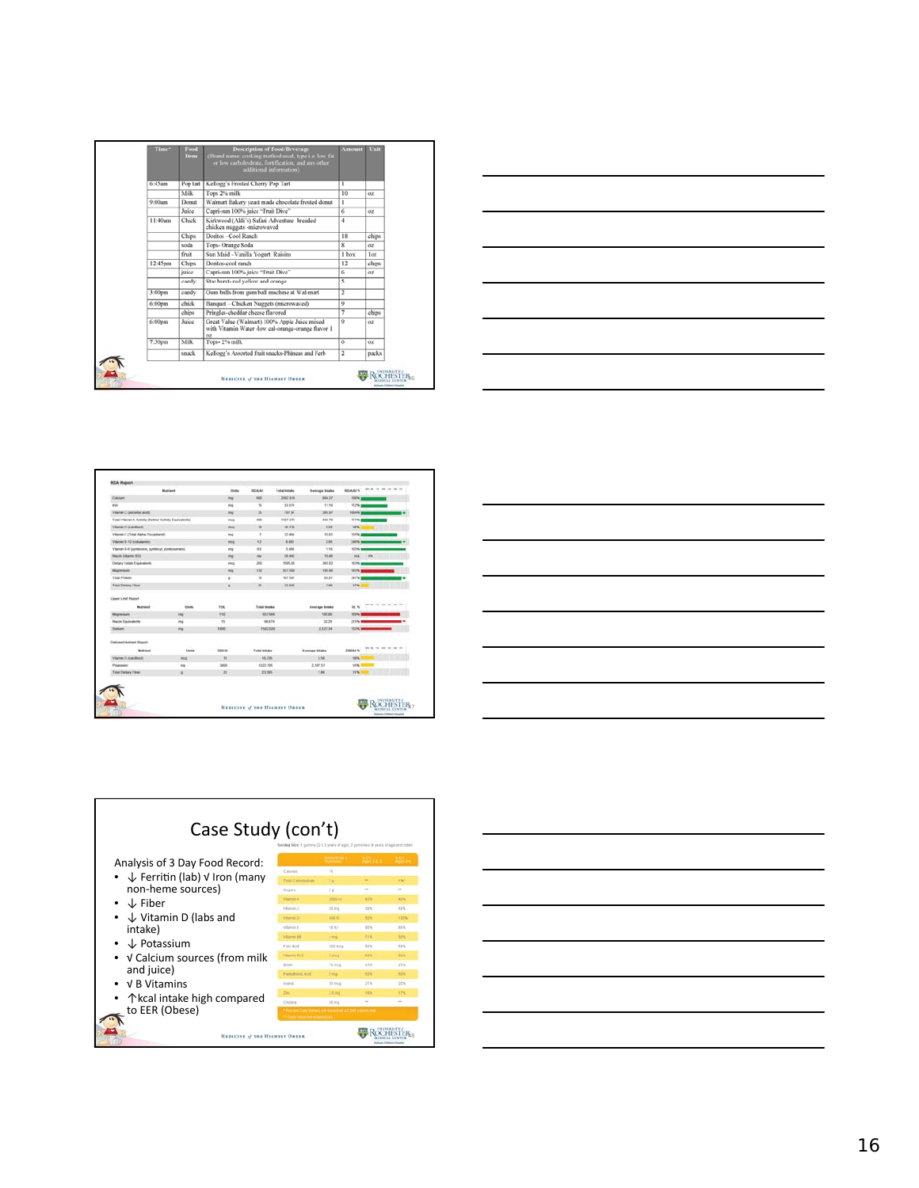| Time* | Food Item | Description of Food/Beverage (Brand name, cooking method used, type i.e. low fat or low carbohydrate, fortification, and any other additional information) | Amount | Unit |
|---|---|---|---|---|
| 6:45am | Pop tart | Kellogg's Frosted Cherry Pop Tart | 1 | |
| | Milk | Tops 2% milk | 10 | oz |
| 9:00am | Donut | Walmart Bakery yeast made chocolate frosted donut | 1 | |
| | Juice | Capri-sun 100% juice "Fruit Dive" | 6 | oz |
| 11:40am | Chick | Kirkwood (Aldi's) Safari Adventure breaded chicken nuggets -microwaved | 4 | |
| | Chips | Doritos –Cool Ranch | 18 | chips |
| | soda | Tops- Orange Soda | 8 | oz |
| | fruit | Sun Maid –Vanilla Yogurt Raisins | 1 box | 1oz |
| 12:45pm | Chips | Doritos-cool ranch | 12 | chips |
| | juice | Capri-sun 100% juice "Fruit Dice" | 6 | oz |
| | candy | Star burst- red yellow and orange | 5 | |
| 3:00pm | candy | Gum balls from gum ball machine at Wal-mart | 2 | |
| 6:00pm | chick | Banquet – Chicken Nuggets (microwaved) | 9 | |
| | chips | Pringles-cheddar cheese flavored | 7 | chips |
| 6:00pm | Juice | Great Value (Walmart) 100% Apple Juice mixed with Vitamin Water -low cal-orange-orange flavor 1 oz | 9 | oz |
| 7:30pm | Milk | Tops- 2% milk | 6 | oz |
| | snack | Kellogg's Assorted fruit snacks-Phineas and Ferb | 2 | packs |

# Case Study (con't)

Analysis of 3 Day Food Record:

- ↓ Ferritin (lab) √ Iron (many non-heme sources)
- ↓ Fiber
- ↓ Vitamin D (labs and intake)
- ↓ Potassium
- √ Calcium sources (from milk and juice)
- √ B Vitamins
- ↑kcal intake high compared to EER (Obese)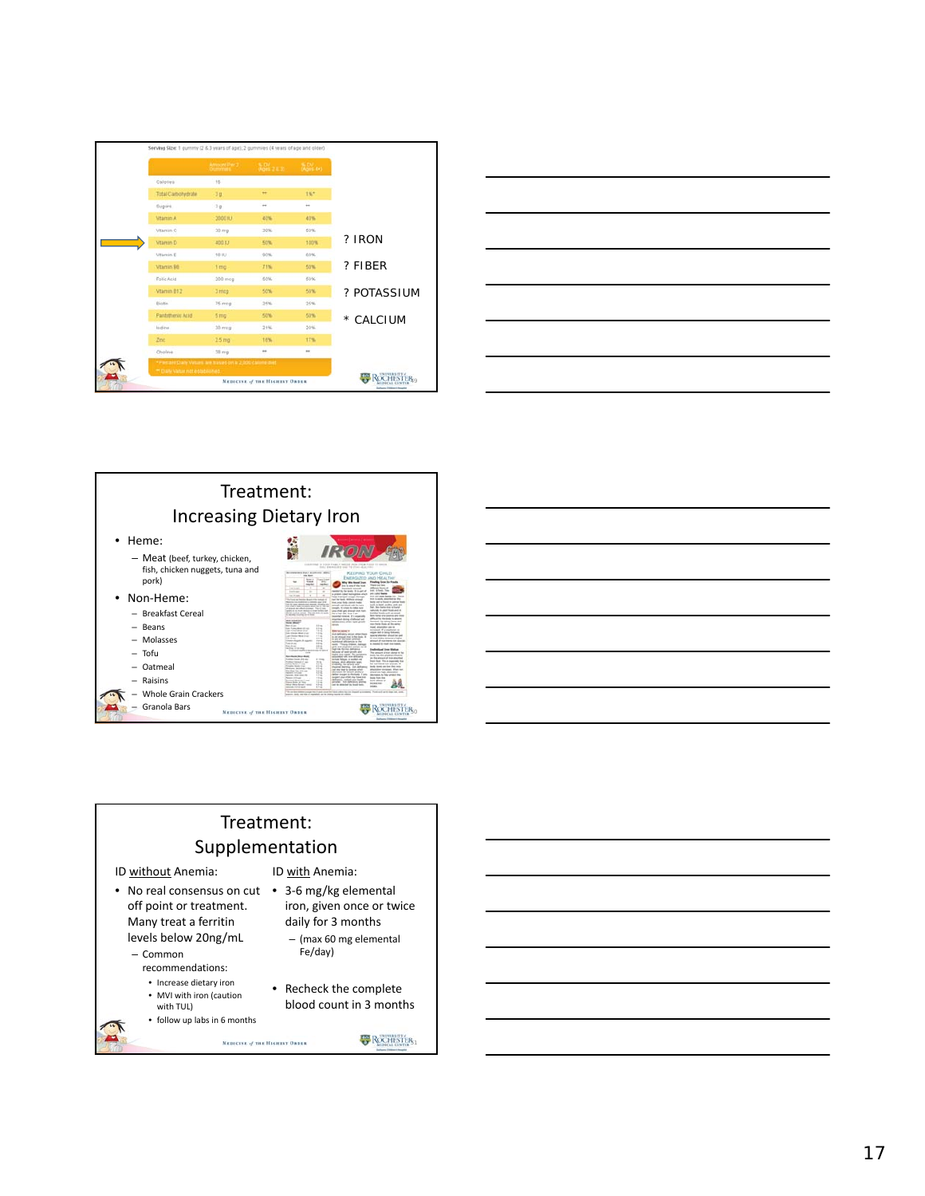Serving Size: 1 gummy (2 & 3 years of age); 2 gummies (4 years of age and older)

| | Amount Per 2 Gummies | % DV Ages 2 & 3 | % DV (Ages 4+) |
|---|---|---|---|
| Calories | 15 | | |
| Total Carbohydrate | 3 g | ** | 1%* |
| Sugars | 3 g | ** | ** |
| Vitamin A | 2000 IU | 40% | 40% |
| Vitamin C | 30 mg | 30% | 50% |
| Vitamin D | 400 IU | 50% | 100% |
| Vitamin E | 18 IU | 90% | 60% |
| Vitamin B6 | 1 mg | 71% | 50% |
| Folic Acid | 200 mcg | 50% | 50% |
| Vitamin B12 | 3 mcg | 50% | 50% |
| Biotin | 75 mcg | 25% | 25% |
| Pantothenic Acid | 5 mg | 50% | 50% |
| Iodine | 30 mcg | 21% | 20% |
| Zinc | 2.5 mg | 16% | 17% |
| Choline | 38 mg | ** | ** |

*Percent Daily Values are based on a 2,000 calorie diet
** Daily Value not established

? IRON

? FIBER

? POTASSIUM

* CALCIUM

# Treatment: Increasing Dietary Iron

- Heme:
  - Meat (beef, turkey, chicken, fish, chicken nuggets, tuna and pork)
- Non-Heme:
  - Breakfast Cereal
  - Beans
  - Molasses
  - Tofu
  - Oatmeal
  - Raisins
  - Whole Grain Crackers
  - Granola Bars

# Treatment: Supplementation

ID without Anemia:

- No real consensus on cut off point or treatment. Many treat a ferritin levels below 20ng/mL
  - Common recommendations:
    - Increase dietary iron
    - MVI with iron (caution with TUL)
    - follow up labs in 6 months

ID with Anemia:

- 3-6 mg/kg elemental iron, given once or twice daily for 3 months
  - (max 60 mg elemental Fe/day)
- Recheck the complete blood count in 3 months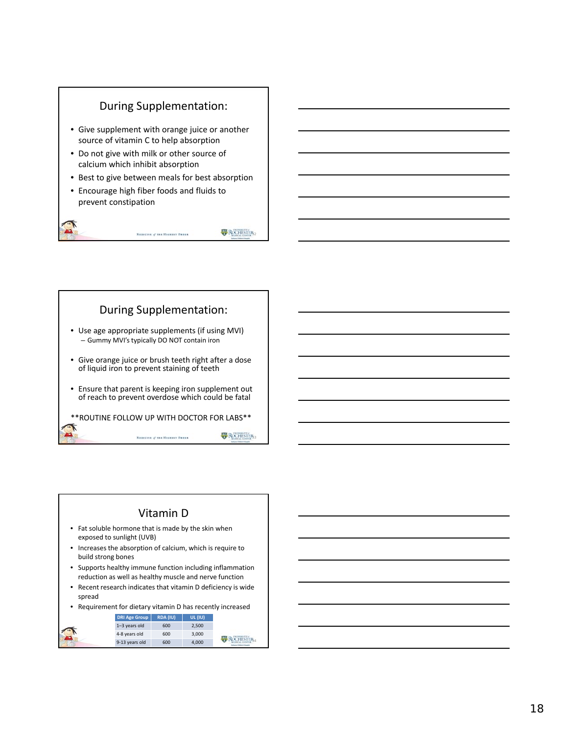## During Supplementation:

- Give supplement with orange juice or another source of vitamin C to help absorption
- Do not give with milk or other source of calcium which inhibit absorption
- Best to give between meals for best absorption
- Encourage high fiber foods and fluids to prevent constipation

## During Supplementation:

- Use age appropriate supplements (if using MVI)
  - Gummy MVI's typically DO NOT contain iron
- Give orange juice or brush teeth right after a dose of liquid iron to prevent staining of teeth
- Ensure that parent is keeping iron supplement out of reach to prevent overdose which could be fatal

**ROUTINE FOLLOW UP WITH DOCTOR FOR LABS**

## Vitamin D

- Fat soluble hormone that is made by the skin when exposed to sunlight (UVB)
- Increases the absorption of calcium, which is require to build strong bones
- Supports healthy immune function including inflammation reduction as well as healthy muscle and nerve function
- Recent research indicates that vitamin D deficiency is wide spread
- Requirement for dietary vitamin D has recently increased

| DRI Age Group | RDA (IU) | UL (IU) |
| --- | --- | --- |
| 1–3 years old | 600 | 2,500 |
| 4-8 years old | 600 | 3,000 |
| 9-13 years old | 600 | 4,000 |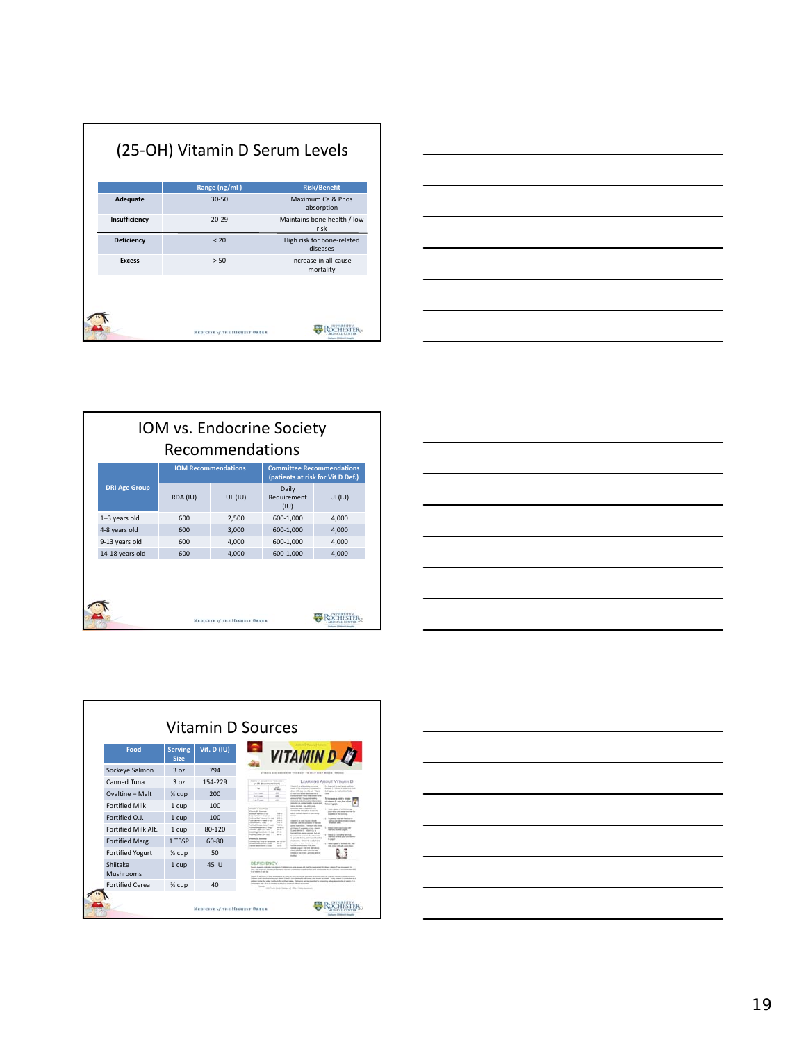## (25-OH) Vitamin D Serum Levels

| | Range (ng/ml ) | Risk/Benefit |
|---|---|---|
| **Adequate** | 30-50 | Maximum Ca & Phos absorption |
| **Insufficiency** | 20-29 | Maintains bone health / low risk |
| **Deficiency** | < 20 | High risk for bone-related diseases |
| **Excess** | > 50 | Increase in all-cause mortality |

## IOM vs. Endocrine Society Recommendations

| DRI Age Group | IOM Recommendations | | Committee Recommendations (patients at risk for Vit D Def.) | |
|---|---|---|---|---|
| | RDA (IU) | UL (IU) | Daily Requirement (IU) | UL(IU) |
| 1–3 years old | 600 | 2,500 | 600-1,000 | 4,000 |
| 4-8 years old | 600 | 3,000 | 600-1,000 | 4,000 |
| 9-13 years old | 600 | 4,000 | 600-1,000 | 4,000 |
| 14-18 years old | 600 | 4,000 | 600-1,000 | 4,000 |

## Vitamin D Sources

| Food | Serving Size | Vit. D (IU) |
|---|---|---|
| Sockeye Salmon | 3 oz | 794 |
| Canned Tuna | 3 oz | 154-229 |
| Ovaltine – Malt | ¼ cup | 200 |
| Fortified Milk | 1 cup | 100 |
| Fortified O.J. | 1 cup | 100 |
| Fortified Milk Alt. | 1 cup | 80-120 |
| Fortified Marg. | 1 TBSP | 60-80 |
| Fortified Yogurt | ½ cup | 50 |
| Shiitake Mushrooms | 1 cup | 45 IU |
| Fortified Cereal | ¾ cup | 40 |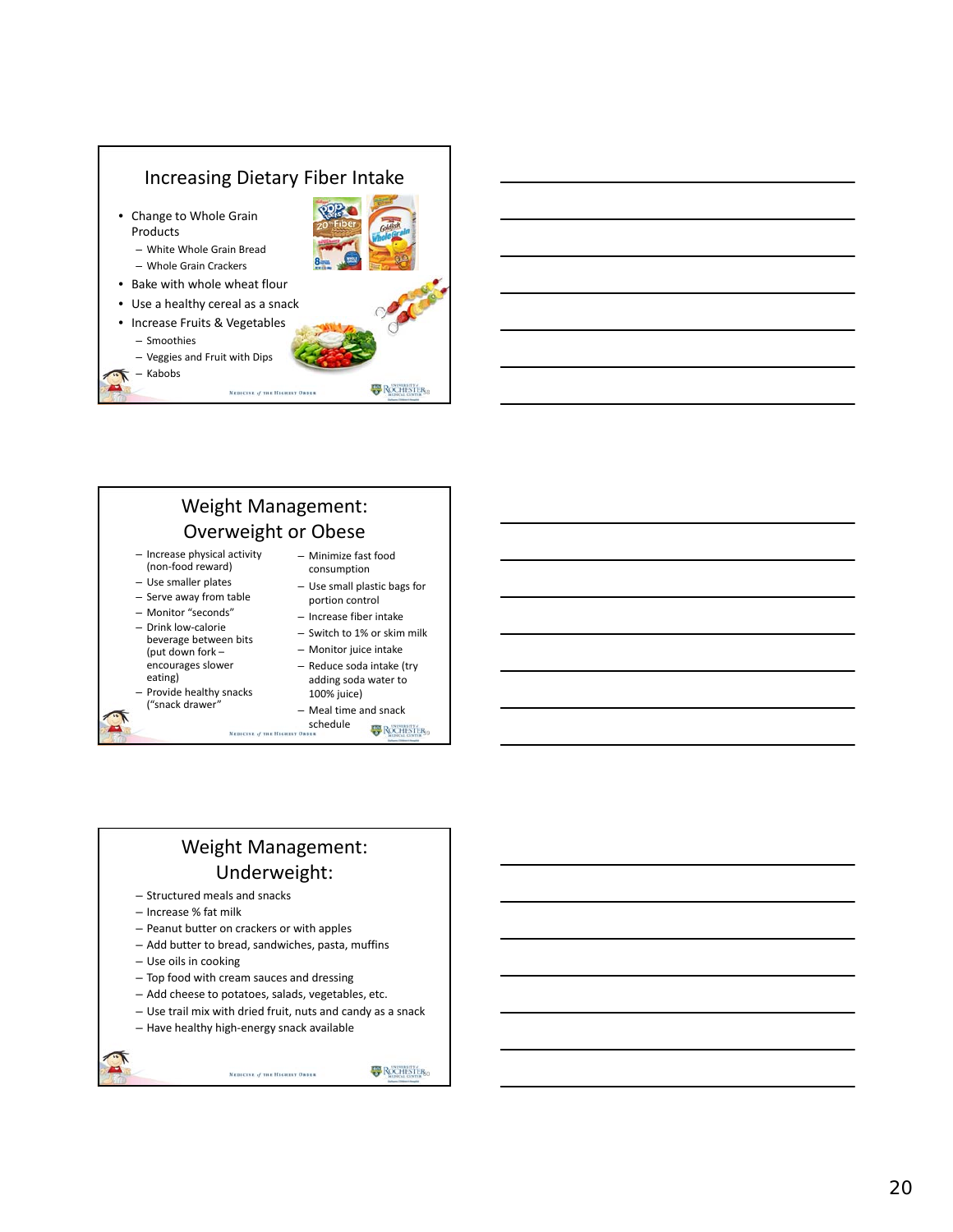## Increasing Dietary Fiber Intake

- Change to Whole Grain Products
  - White Whole Grain Bread
  - Whole Grain Crackers
- Bake with whole wheat flour
- Use a healthy cereal as a snack
- Increase Fruits & Vegetables
  - Smoothies
  - Veggies and Fruit with Dips
  - Kabobs

## Weight Management: Overweight or Obese

- Increase physical activity (non-food reward)
- Use smaller plates
- Serve away from table
- Monitor "seconds"
- Drink low-calorie beverage between bits (put down fork – encourages slower eating)
- Provide healthy snacks ("snack drawer"
- Minimize fast food consumption
- Use small plastic bags for portion control
- Increase fiber intake
- Switch to 1% or skim milk
- Monitor juice intake
- Reduce soda intake (try adding soda water to 100% juice)
- Meal time and snack schedule

## Weight Management: Underweight:

- Structured meals and snacks
- Increase % fat milk
- Peanut butter on crackers or with apples
- Add butter to bread, sandwiches, pasta, muffins
- Use oils in cooking
- Top food with cream sauces and dressing
- Add cheese to potatoes, salads, vegetables, etc.
- Use trail mix with dried fruit, nuts and candy as a snack
- Have healthy high-energy snack available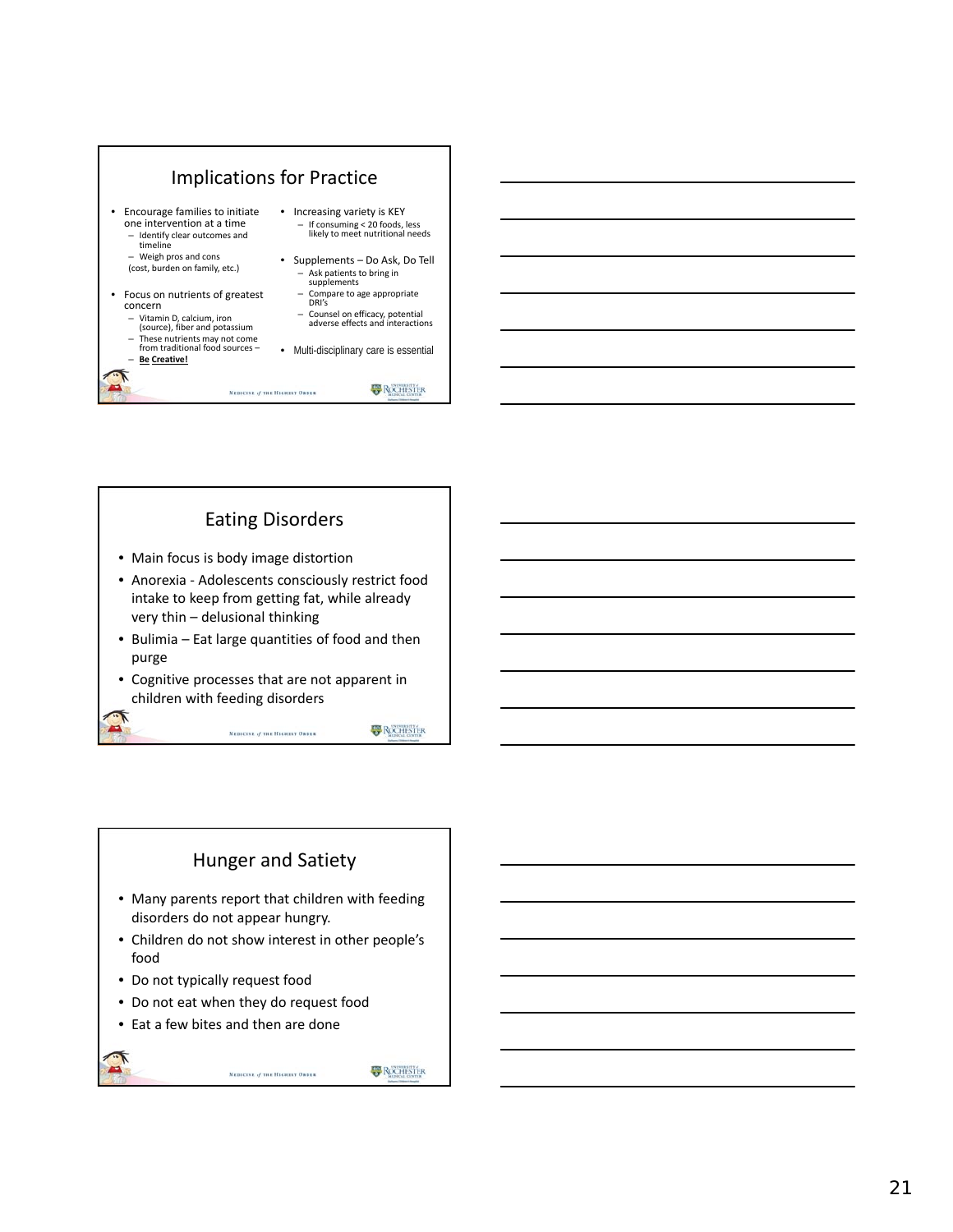## Implications for Practice

- Encourage families to initiate one intervention at a time
  - Identify clear outcomes and timeline
  - Weigh pros and cons
  
  (cost, burden on family, etc.)
- Focus on nutrients of greatest concern
  - Vitamin D, calcium, iron (source), fiber and potassium
  - These nutrients may not come from traditional food sources –
  - **Be Creative!**
- Increasing variety is KEY
  - If consuming < 20 foods, less likely to meet nutritional needs
- Supplements – Do Ask, Do Tell
  - Ask patients to bring in supplements
  - Compare to age appropriate DRI's
  - Counsel on efficacy, potential adverse effects and interactions
- Multi-disciplinary care is essential

## Eating Disorders

- Main focus is body image distortion
- Anorexia - Adolescents consciously restrict food intake to keep from getting fat, while already very thin – delusional thinking
- Bulimia – Eat large quantities of food and then purge
- Cognitive processes that are not apparent in children with feeding disorders

## Hunger and Satiety

- Many parents report that children with feeding disorders do not appear hungry.
- Children do not show interest in other people's food
- Do not typically request food
- Do not eat when they do request food
- Eat a few bites and then are done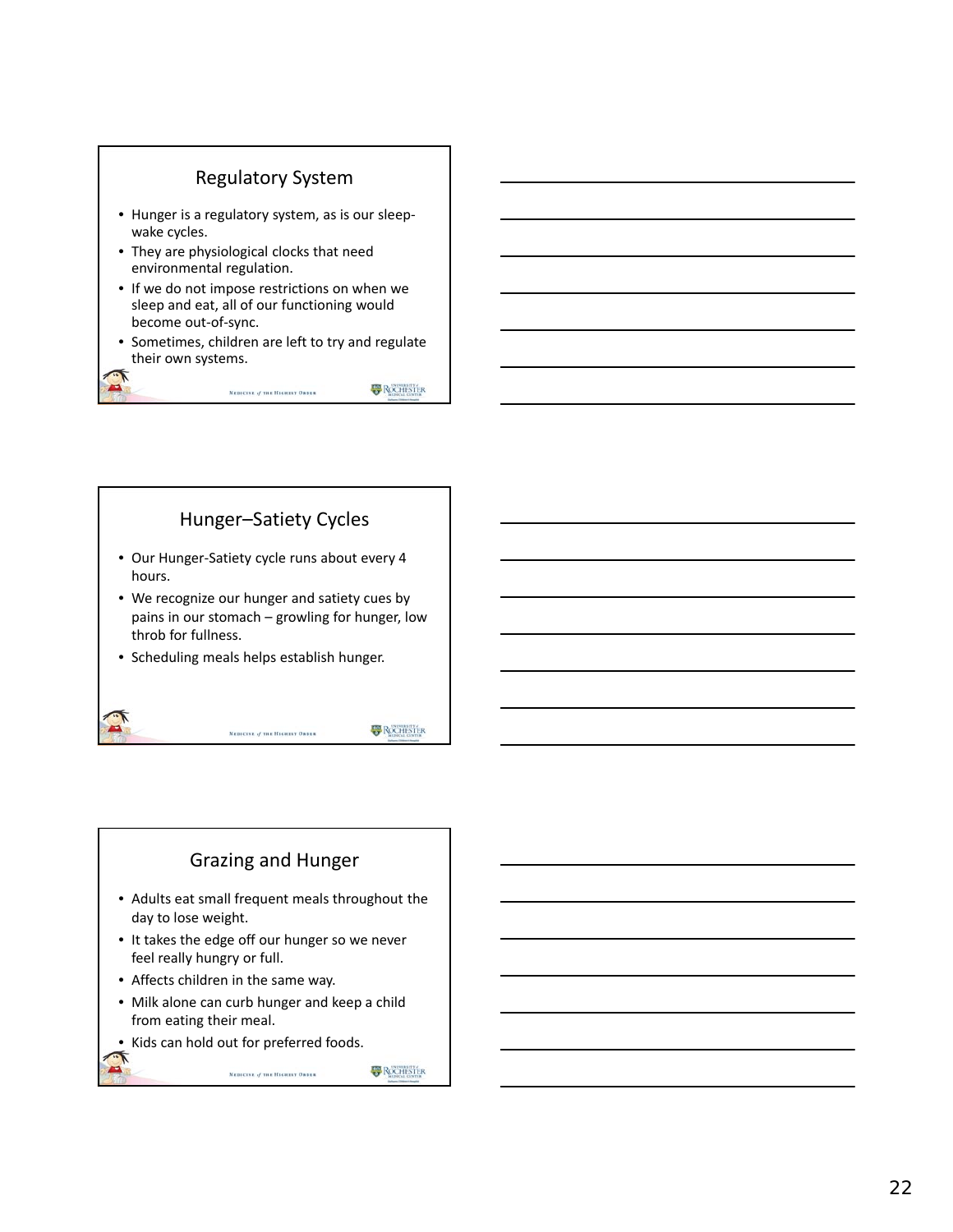## Regulatory System

- Hunger is a regulatory system, as is our sleep-wake cycles.
- They are physiological clocks that need environmental regulation.
- If we do not impose restrictions on when we sleep and eat, all of our functioning would become out-of-sync.
- Sometimes, children are left to try and regulate their own systems.

## Hunger–Satiety Cycles

- Our Hunger-Satiety cycle runs about every 4 hours.
- We recognize our hunger and satiety cues by pains in our stomach – growling for hunger, low throb for fullness.
- Scheduling meals helps establish hunger.

## Grazing and Hunger

- Adults eat small frequent meals throughout the day to lose weight.
- It takes the edge off our hunger so we never feel really hungry or full.
- Affects children in the same way.
- Milk alone can curb hunger and keep a child from eating their meal.
- Kids can hold out for preferred foods.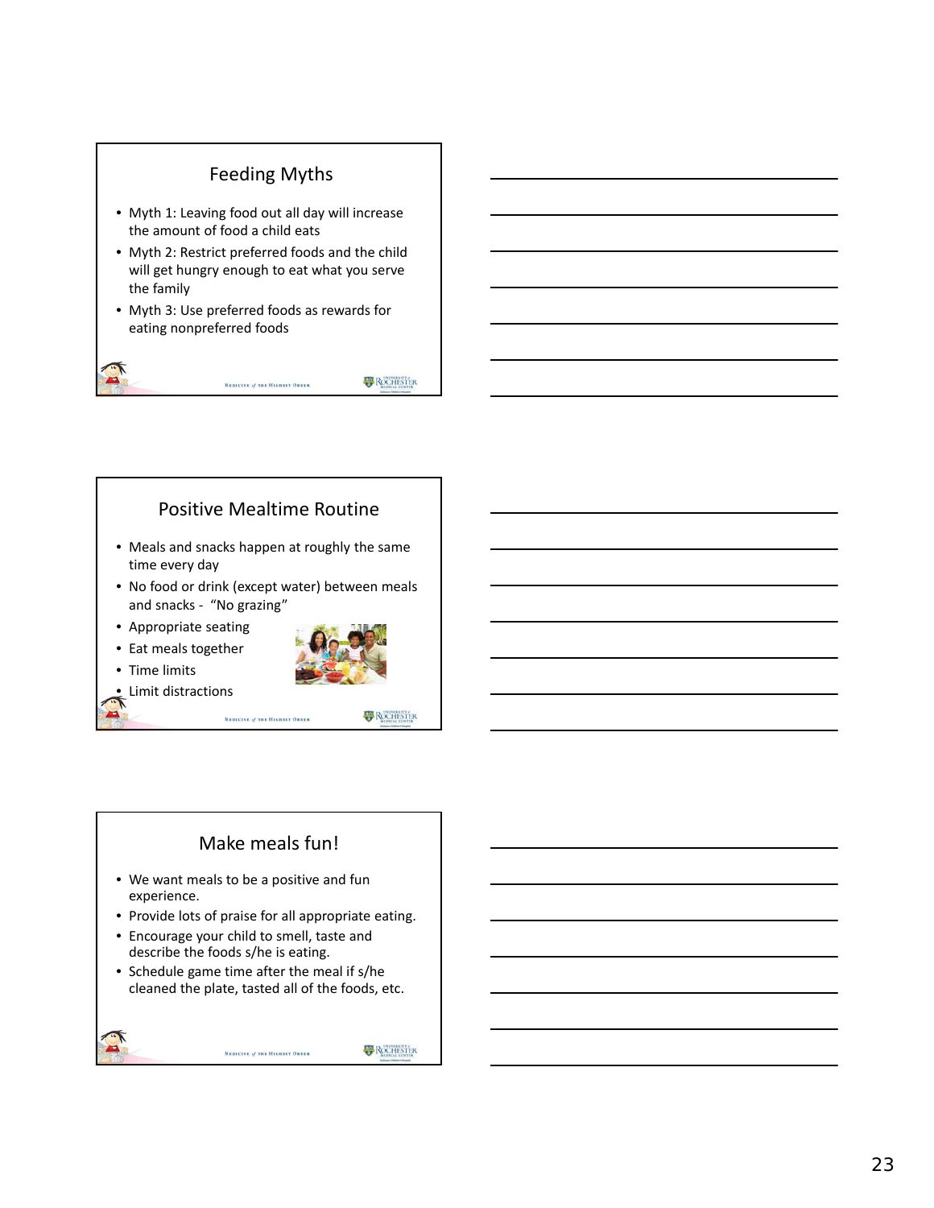## Feeding Myths

- Myth 1: Leaving food out all day will increase the amount of food a child eats
- Myth 2: Restrict preferred foods and the child will get hungry enough to eat what you serve the family
- Myth 3: Use preferred foods as rewards for eating nonpreferred foods

## Positive Mealtime Routine

- Meals and snacks happen at roughly the same time every day
- No food or drink (except water) between meals and snacks - "No grazing"
- Appropriate seating
- Eat meals together
- Time limits
- Limit distractions

## Make meals fun!

- We want meals to be a positive and fun experience.
- Provide lots of praise for all appropriate eating.
- Encourage your child to smell, taste and describe the foods s/he is eating.
- Schedule game time after the meal if s/he cleaned the plate, tasted all of the foods, etc.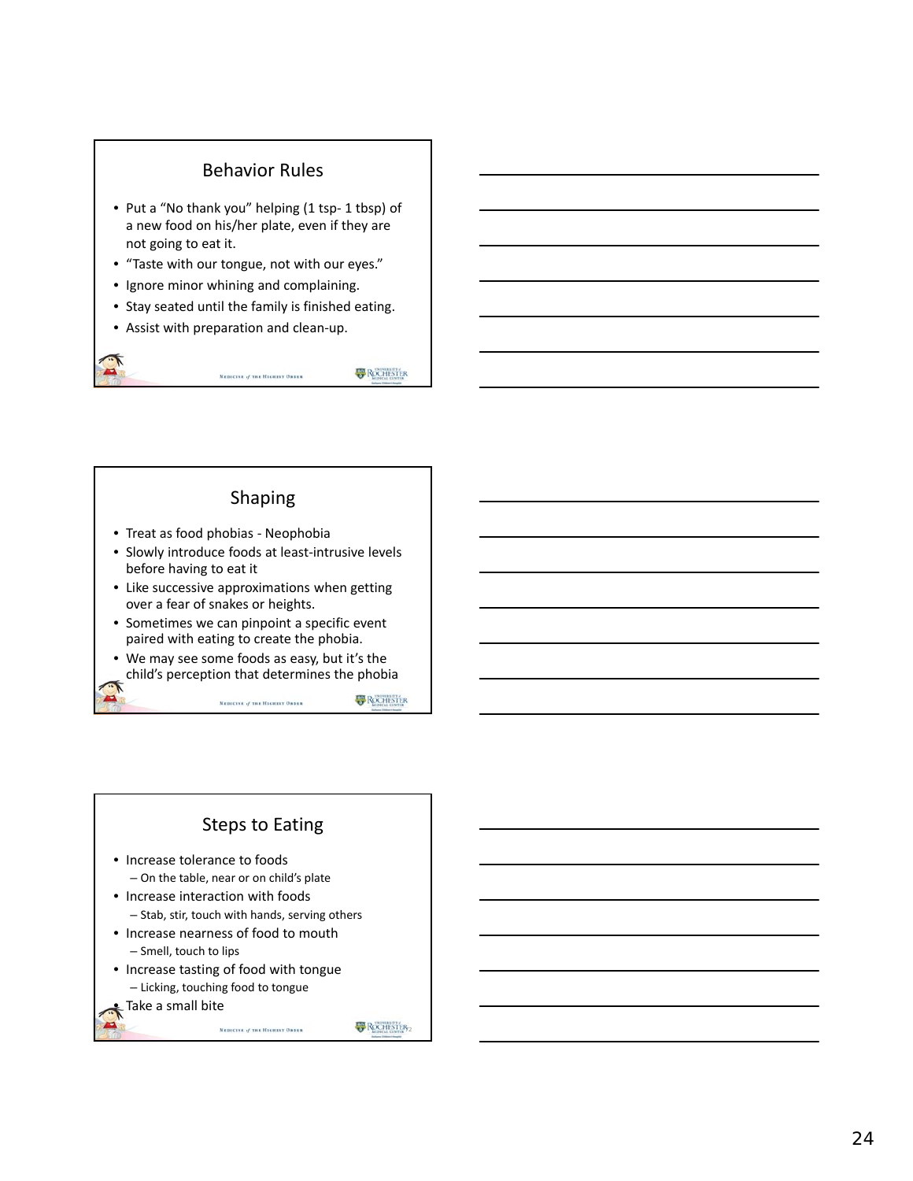## Behavior Rules

- Put a "No thank you" helping (1 tsp- 1 tbsp) of a new food on his/her plate, even if they are not going to eat it.
- "Taste with our tongue, not with our eyes."
- Ignore minor whining and complaining.
- Stay seated until the family is finished eating.
- Assist with preparation and clean-up.

## Shaping

- Treat as food phobias - Neophobia
- Slowly introduce foods at least-intrusive levels before having to eat it
- Like successive approximations when getting over a fear of snakes or heights.
- Sometimes we can pinpoint a specific event paired with eating to create the phobia.
- We may see some foods as easy, but it's the child's perception that determines the phobia

## Steps to Eating

- Increase tolerance to foods
  - On the table, near or on child's plate
- Increase interaction with foods
  - Stab, stir, touch with hands, serving others
- Increase nearness of food to mouth
  - Smell, touch to lips
- Increase tasting of food with tongue
  - Licking, touching food to tongue
- Take a small bite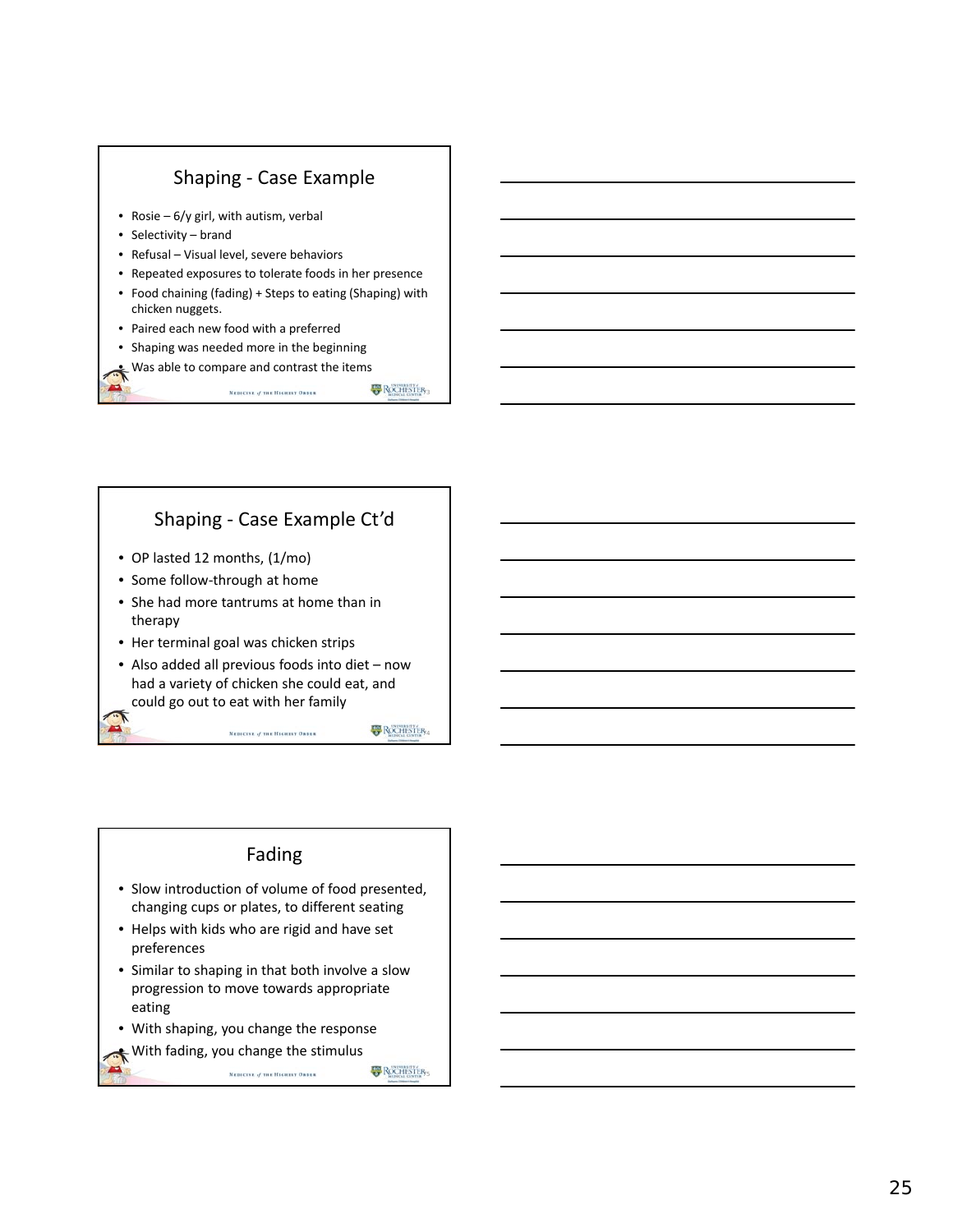## Shaping - Case Example

- Rosie – 6/y girl, with autism, verbal
- Selectivity – brand
- Refusal – Visual level, severe behaviors
- Repeated exposures to tolerate foods in her presence
- Food chaining (fading) + Steps to eating (Shaping) with chicken nuggets.
- Paired each new food with a preferred
- Shaping was needed more in the beginning
- Was able to compare and contrast the items

## Shaping - Case Example Ct'd

- OP lasted 12 months, (1/mo)
- Some follow-through at home
- She had more tantrums at home than in therapy
- Her terminal goal was chicken strips
- Also added all previous foods into diet – now had a variety of chicken she could eat, and could go out to eat with her family

## Fading

- Slow introduction of volume of food presented, changing cups or plates, to different seating
- Helps with kids who are rigid and have set preferences
- Similar to shaping in that both involve a slow progression to move towards appropriate eating
- With shaping, you change the response
- With fading, you change the stimulus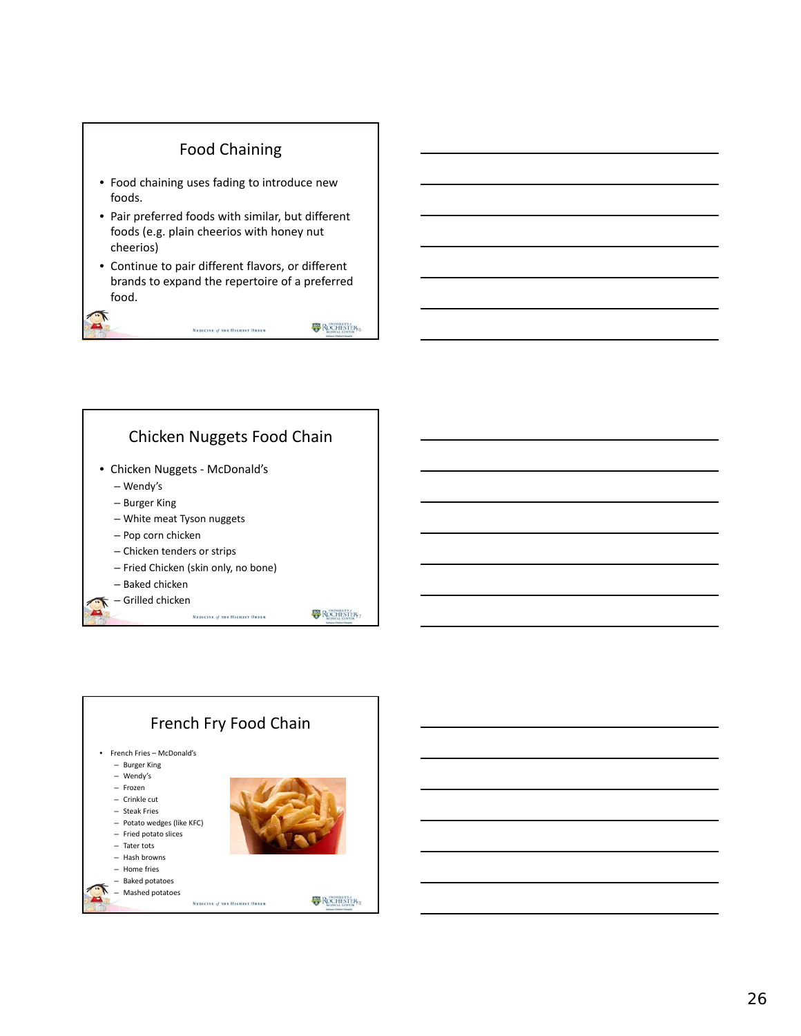## Food Chaining

- Food chaining uses fading to introduce new foods.
- Pair preferred foods with similar, but different foods (e.g. plain cheerios with honey nut cheerios)
- Continue to pair different flavors, or different brands to expand the repertoire of a preferred food.

## Chicken Nuggets Food Chain

- Chicken Nuggets - McDonald's
  - Wendy's
  - Burger King
  - White meat Tyson nuggets
  - Pop corn chicken
  - Chicken tenders or strips
  - Fried Chicken (skin only, no bone)
  - Baked chicken
  - Grilled chicken

## French Fry Food Chain

- French Fries – McDonald's
  - Burger King
  - Wendy's
  - Frozen
  - Crinkle cut
  - Steak Fries
  - Potato wedges (like KFC)
  - Fried potato slices
  - Tater tots
  - Hash browns
  - Home fries
  - Baked potatoes
  - Mashed potatoes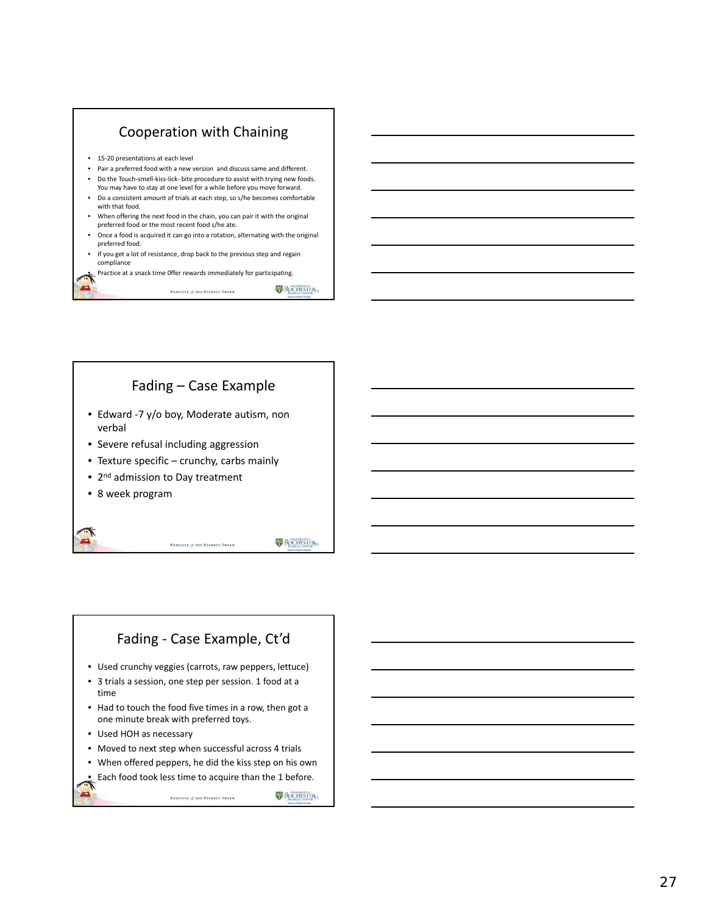## Cooperation with Chaining

- 15-20 presentations at each level
- Pair a preferred food with a new version and discuss same and different.
- Do the Touch-smell-kiss-lick- bite procedure to assist with trying new foods. You may have to stay at one level for a while before you move forward.
- Do a consistent amount of trials at each step, so s/he becomes comfortable with that food.
- When offering the next food in the chain, you can pair it with the original preferred food or the most recent food s/he ate.
- Once a food is acquired it can go into a rotation, alternating with the original preferred food.
- If you get a lot of resistance, drop back to the previous step and regain compliance
- Practice at a snack time 0ffer rewards immediately for participating.

## Fading – Case Example

- Edward -7 y/o boy, Moderate autism, non verbal
- Severe refusal including aggression
- Texture specific – crunchy, carbs mainly
- 2nd admission to Day treatment
- 8 week program

## Fading - Case Example, Ct'd

- Used crunchy veggies (carrots, raw peppers, lettuce)
- 3 trials a session, one step per session. 1 food at a time
- Had to touch the food five times in a row, then got a one minute break with preferred toys.
- Used HOH as necessary
- Moved to next step when successful across 4 trials
- When offered peppers, he did the kiss step on his own
- Each food took less time to acquire than the 1 before.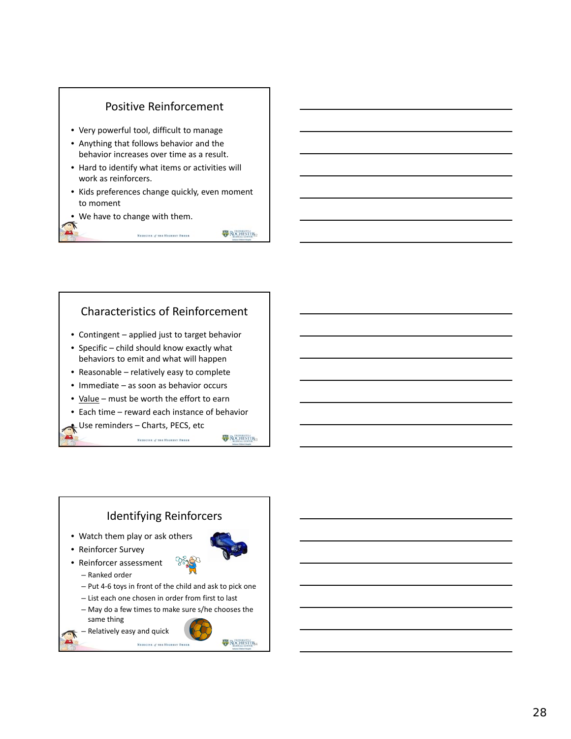## Positive Reinforcement

- Very powerful tool, difficult to manage
- Anything that follows behavior and the behavior increases over time as a result.
- Hard to identify what items or activities will work as reinforcers.
- Kids preferences change quickly, even moment to moment
- We have to change with them.

## Characteristics of Reinforcement

- Contingent – applied just to target behavior
- Specific – child should know exactly what behaviors to emit and what will happen
- Reasonable – relatively easy to complete
- Immediate – as soon as behavior occurs
- Value – must be worth the effort to earn
- Each time – reward each instance of behavior
- Use reminders – Charts, PECS, etc

## Identifying Reinforcers

- Watch them play or ask others
- Reinforcer Survey
- Reinforcer assessment
  - Ranked order
  - Put 4-6 toys in front of the child and ask to pick one
  - List each one chosen in order from first to last
  - May do a few times to make sure s/he chooses the same thing
  - Relatively easy and quick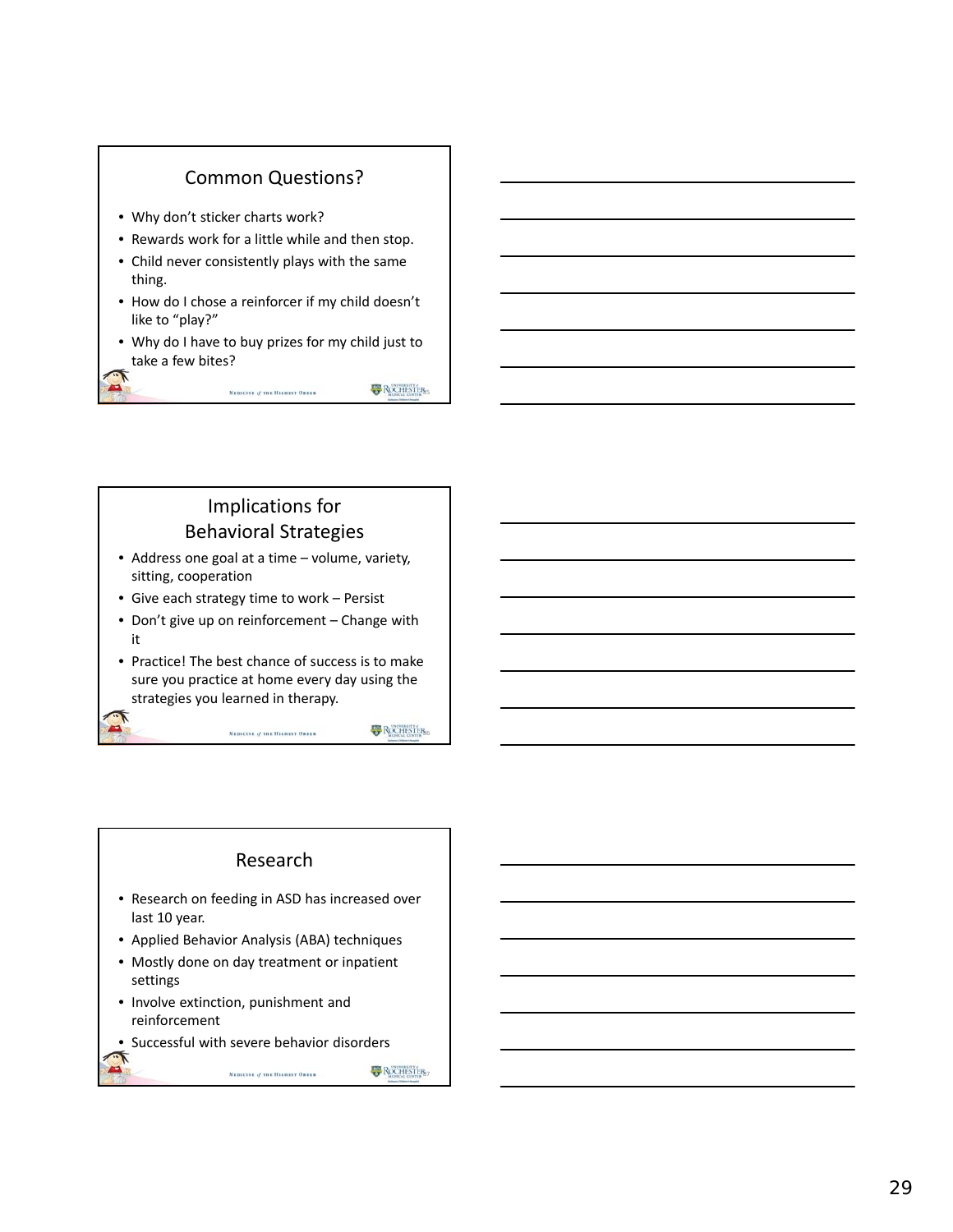## Common Questions?

- Why don't sticker charts work?
- Rewards work for a little while and then stop.
- Child never consistently plays with the same thing.
- How do I chose a reinforcer if my child doesn't like to "play?"
- Why do I have to buy prizes for my child just to take a few bites?

## Implications for Behavioral Strategies

- Address one goal at a time – volume, variety, sitting, cooperation
- Give each strategy time to work – Persist
- Don't give up on reinforcement – Change with it
- Practice! The best chance of success is to make sure you practice at home every day using the strategies you learned in therapy.

## Research

- Research on feeding in ASD has increased over last 10 year.
- Applied Behavior Analysis (ABA) techniques
- Mostly done on day treatment or inpatient settings
- Involve extinction, punishment and reinforcement
- Successful with severe behavior disorders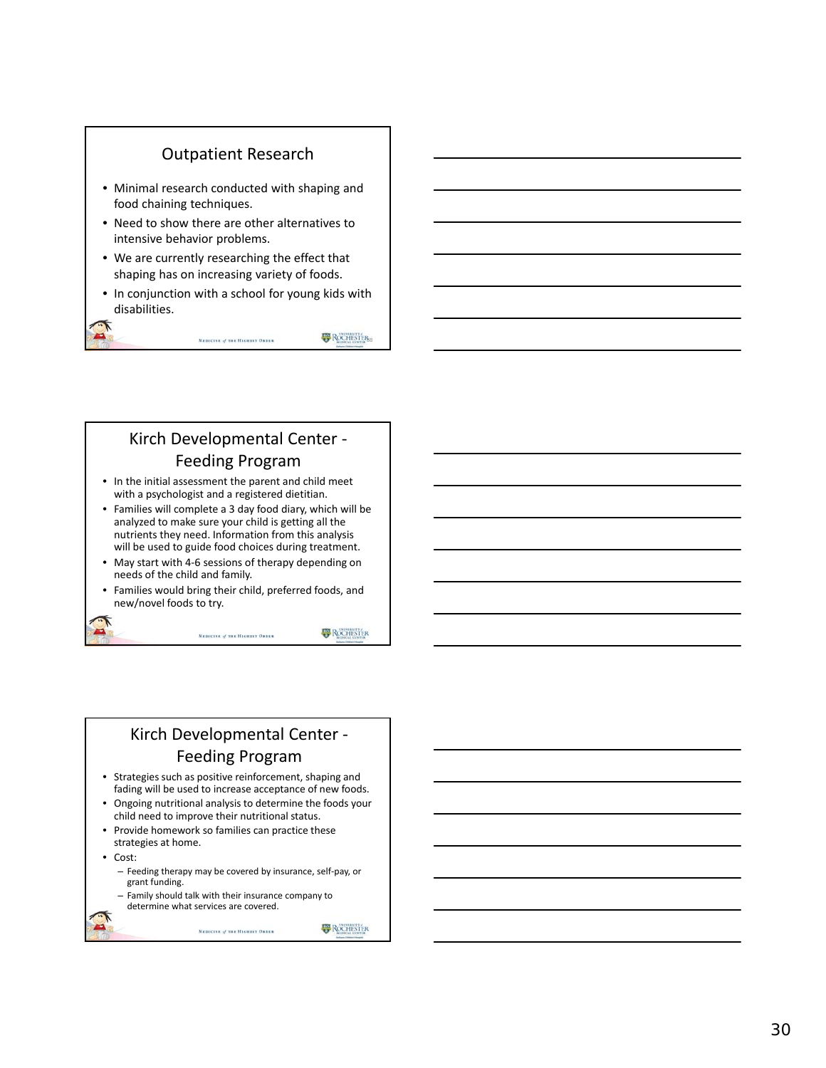## Outpatient Research

- Minimal research conducted with shaping and food chaining techniques.
- Need to show there are other alternatives to intensive behavior problems.
- We are currently researching the effect that shaping has on increasing variety of foods.
- In conjunction with a school for young kids with disabilities.

## Kirch Developmental Center - Feeding Program

- In the initial assessment the parent and child meet with a psychologist and a registered dietitian.
- Families will complete a 3 day food diary, which will be analyzed to make sure your child is getting all the nutrients they need. Information from this analysis will be used to guide food choices during treatment.
- May start with 4-6 sessions of therapy depending on needs of the child and family.
- Families would bring their child, preferred foods, and new/novel foods to try.

## Kirch Developmental Center - Feeding Program

- Strategies such as positive reinforcement, shaping and fading will be used to increase acceptance of new foods.
- Ongoing nutritional analysis to determine the foods your child need to improve their nutritional status.
- Provide homework so families can practice these strategies at home.
- Cost:
  - Feeding therapy may be covered by insurance, self-pay, or grant funding.
  - Family should talk with their insurance company to determine what services are covered.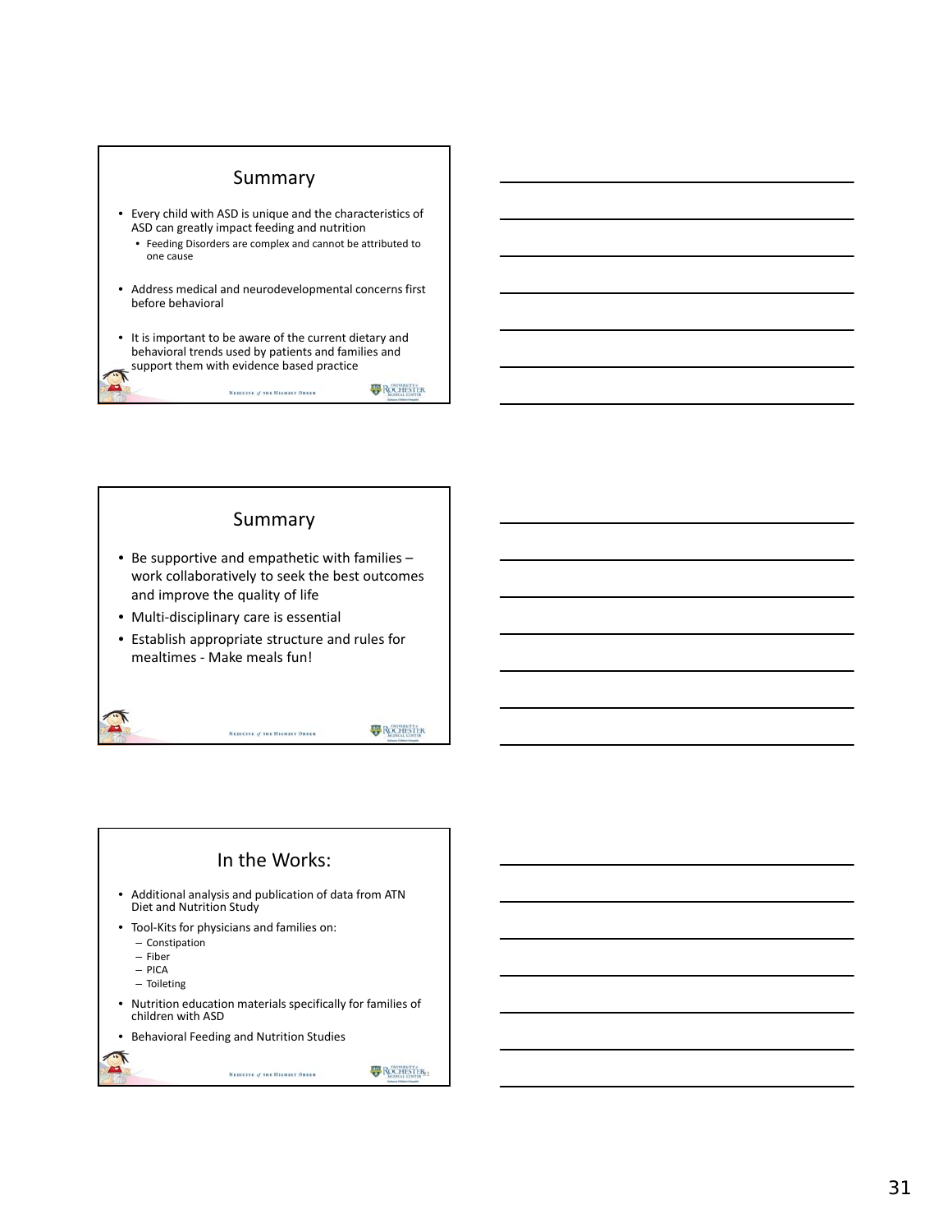## Summary

- Every child with ASD is unique and the characteristics of ASD can greatly impact feeding and nutrition
  - Feeding Disorders are complex and cannot be attributed to one cause
- Address medical and neurodevelopmental concerns first before behavioral
- It is important to be aware of the current dietary and behavioral trends used by patients and families and support them with evidence based practice

## Summary

- Be supportive and empathetic with families – work collaboratively to seek the best outcomes and improve the quality of life
- Multi-disciplinary care is essential
- Establish appropriate structure and rules for mealtimes - Make meals fun!

## In the Works:

- Additional analysis and publication of data from ATN Diet and Nutrition Study
- Tool-Kits for physicians and families on:
  - Constipation
  - Fiber
  - PICA
  - Toileting
- Nutrition education materials specifically for families of children with ASD
- Behavioral Feeding and Nutrition Studies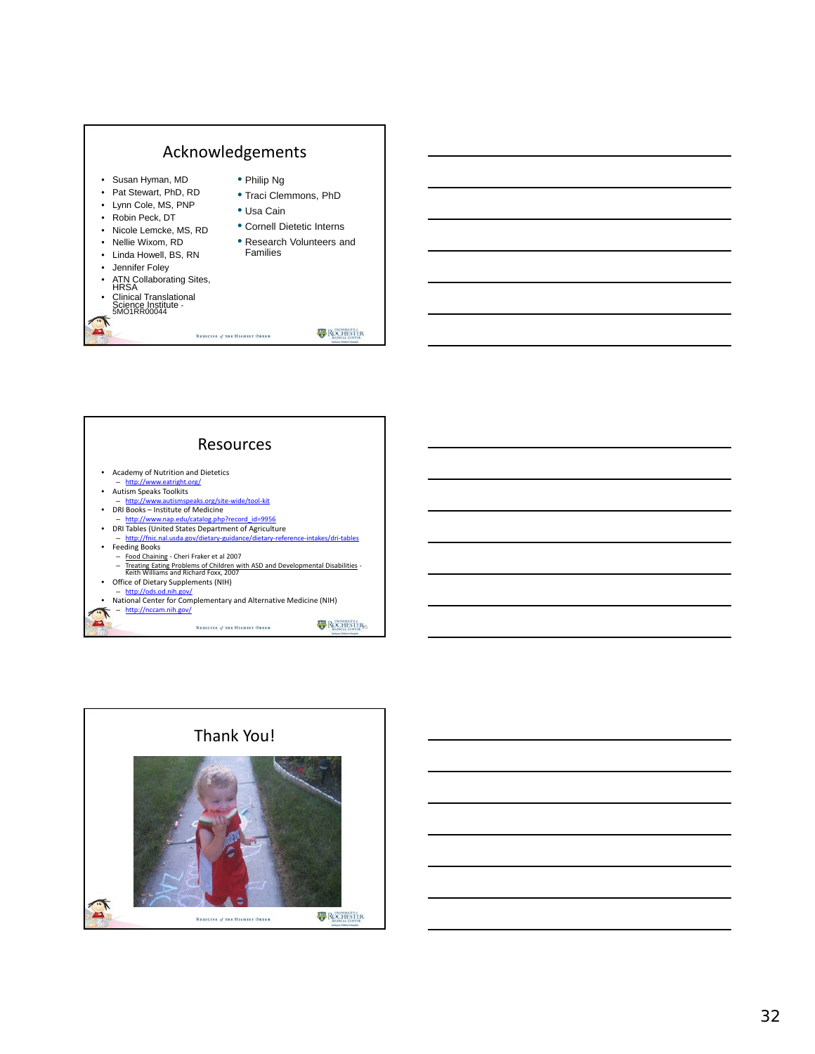## Acknowledgements

- Susan Hyman, MD
- Pat Stewart, PhD, RD
- Lynn Cole, MS, PNP
- Robin Peck, DT
- Nicole Lemcke, MS, RD
- Nellie Wixom, RD
- Linda Howell, BS, RN
- Jennifer Foley
- ATN Collaborating Sites, HRSA
- Clinical Translational Science Institute - 5MO1RR00044
- Philip Ng
- Traci Clemmons, PhD
- Usa Cain
- Cornell Dietetic Interns
- Research Volunteers and Families

## Resources

- Academy of Nutrition and Dietetics
  - http://www.eatright.org/
- Autism Speaks Toolkits
  - http://www.autismspeaks.org/site-wide/tool-kit
- DRI Books – Institute of Medicine
  - http://www.nap.edu/catalog.php?record_id=9956
- DRI Tables (United States Department of Agriculture
  - http://fnic.nal.usda.gov/dietary-guidance/dietary-reference-intakes/dri-tables
- Feeding Books
  - Food Chaining - Cheri Fraker et al 2007
  - Treating Eating Problems of Children with ASD and Developmental Disabilities - Keith Williams and Richard Foxx, 2007
- Office of Dietary Supplements (NIH)
  - http://ods.od.nih.gov/
- National Center for Complementary and Alternative Medicine (NIH)
  - http://nccam.nih.gov/

## Thank You!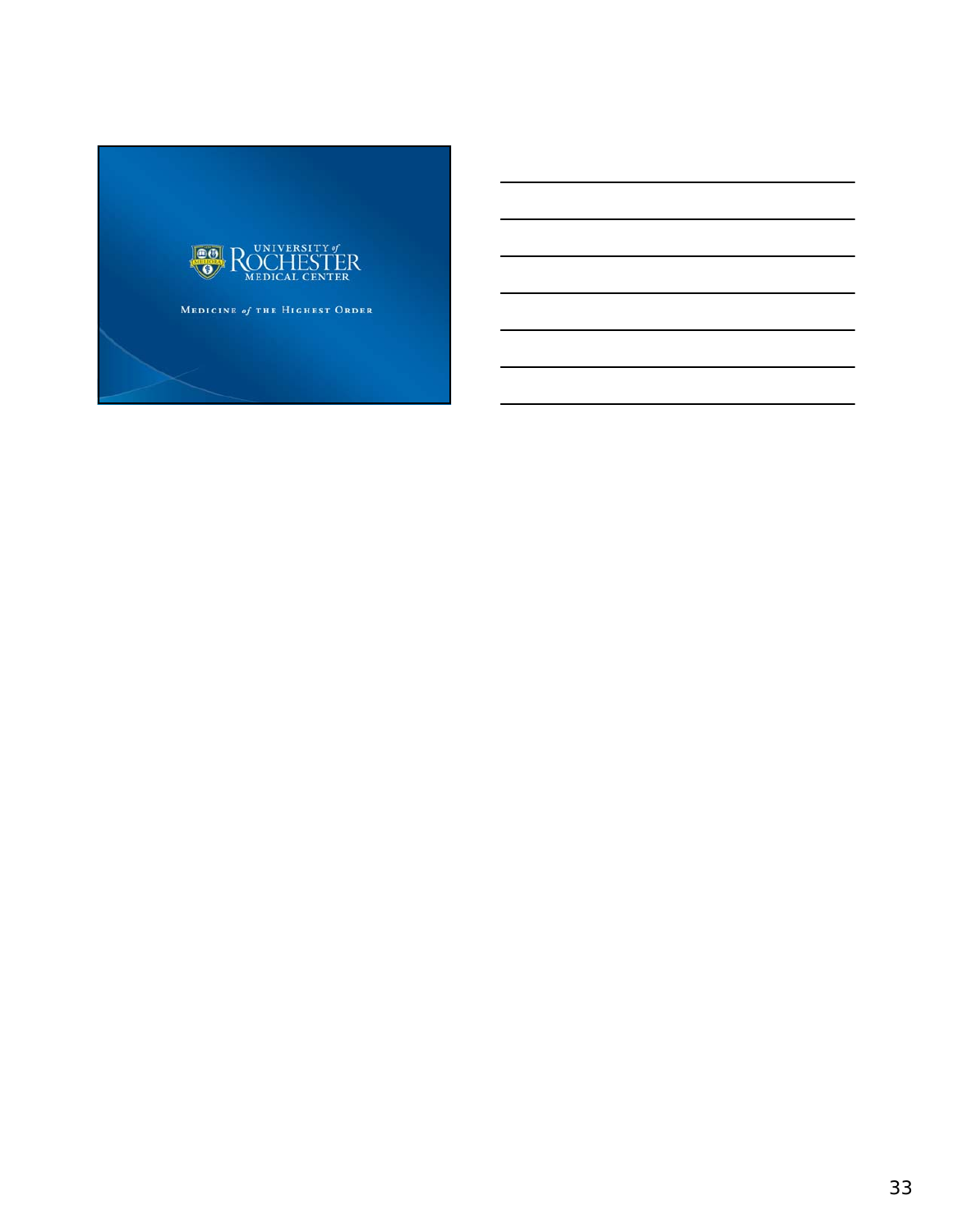UNIVERSITY of ROCHESTER MEDICAL CENTER

MEDICINE of THE HIGHEST ORDER